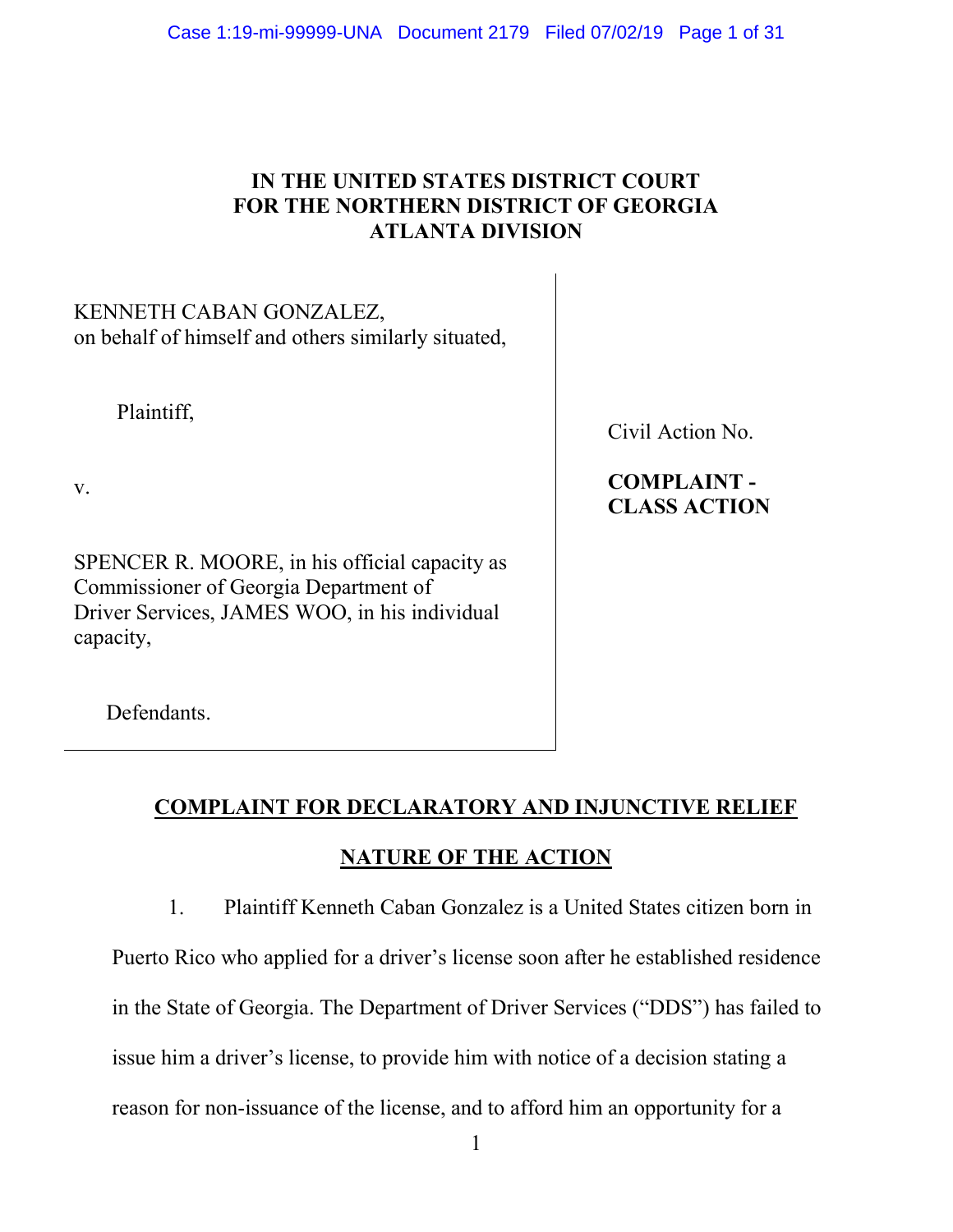**IN THE UNITED STATES DISTRICT COURT**
**FOR THE NORTHERN DISTRICT OF GEORGIA**
**ATLANTA DIVISION**

| | |
|---|---|
| KENNETH CABAN GONZALEZ, on behalf of himself and others similarly situated, | |
| Plaintiff, | Civil Action No. |
| v. | **COMPLAINT - CLASS ACTION** |
| SPENCER R. MOORE, in his official capacity as Commissioner of Georgia Department of Driver Services, JAMES WOO, in his individual capacity, | |
| Defendants. | |

## COMPLAINT FOR DECLARATORY AND INJUNCTIVE RELIEF

## NATURE OF THE ACTION

1. Plaintiff Kenneth Caban Gonzalez is a United States citizen born in Puerto Rico who applied for a driver's license soon after he established residence in the State of Georgia. The Department of Driver Services ("DDS") has failed to issue him a driver's license, to provide him with notice of a decision stating a reason for non-issuance of the license, and to afford him an opportunity for a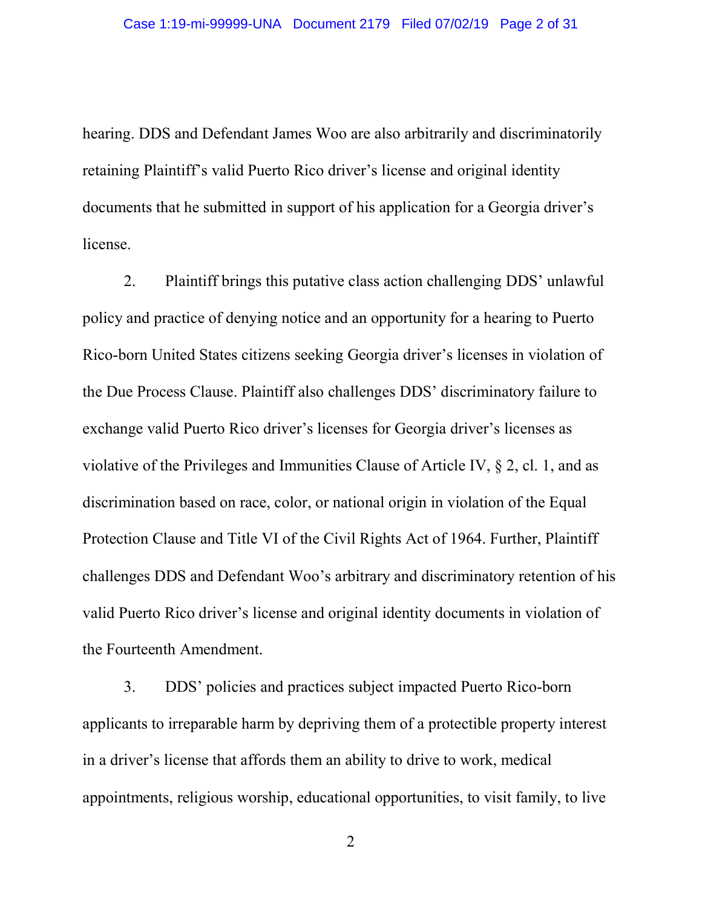hearing. DDS and Defendant James Woo are also arbitrarily and discriminatorily retaining Plaintiff's valid Puerto Rico driver's license and original identity documents that he submitted in support of his application for a Georgia driver's license.

2. Plaintiff brings this putative class action challenging DDS' unlawful policy and practice of denying notice and an opportunity for a hearing to Puerto Rico-born United States citizens seeking Georgia driver's licenses in violation of the Due Process Clause. Plaintiff also challenges DDS' discriminatory failure to exchange valid Puerto Rico driver's licenses for Georgia driver's licenses as violative of the Privileges and Immunities Clause of Article IV, § 2, cl. 1, and as discrimination based on race, color, or national origin in violation of the Equal Protection Clause and Title VI of the Civil Rights Act of 1964. Further, Plaintiff challenges DDS and Defendant Woo's arbitrary and discriminatory retention of his valid Puerto Rico driver's license and original identity documents in violation of the Fourteenth Amendment.

3. DDS' policies and practices subject impacted Puerto Rico-born applicants to irreparable harm by depriving them of a protectible property interest in a driver's license that affords them an ability to drive to work, medical appointments, religious worship, educational opportunities, to visit family, to live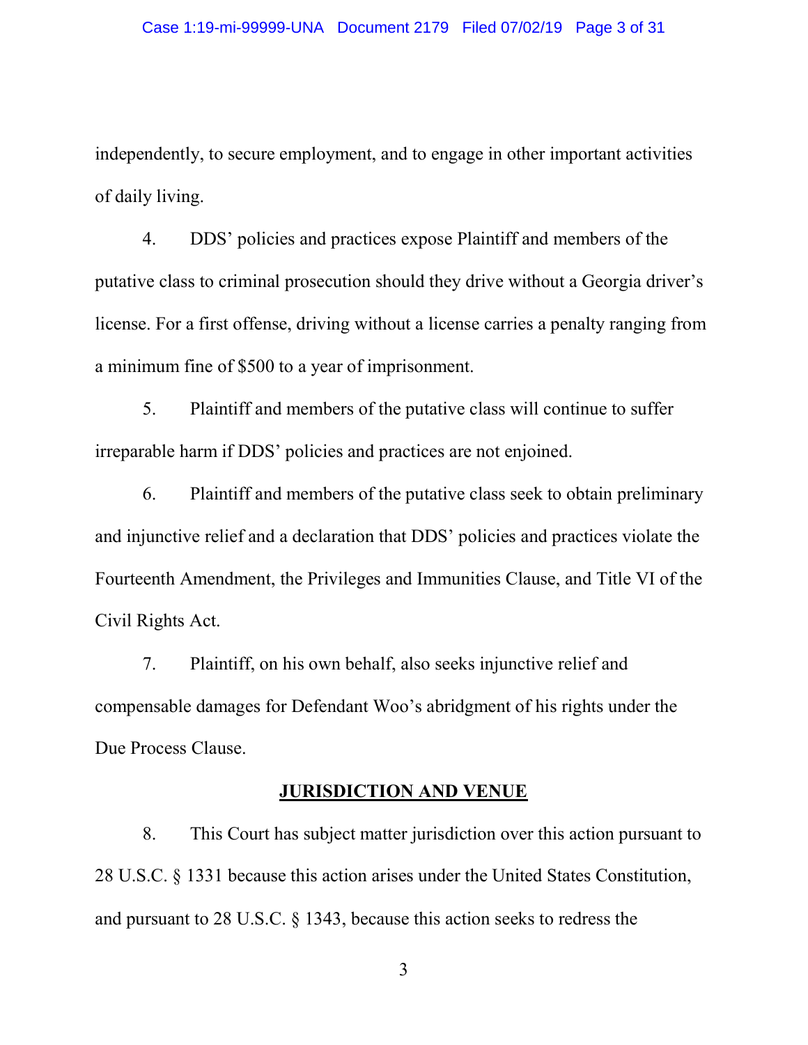independently, to secure employment, and to engage in other important activities of daily living.

4. DDS' policies and practices expose Plaintiff and members of the putative class to criminal prosecution should they drive without a Georgia driver's license. For a first offense, driving without a license carries a penalty ranging from a minimum fine of $500 to a year of imprisonment.

5. Plaintiff and members of the putative class will continue to suffer irreparable harm if DDS' policies and practices are not enjoined.

6. Plaintiff and members of the putative class seek to obtain preliminary and injunctive relief and a declaration that DDS' policies and practices violate the Fourteenth Amendment, the Privileges and Immunities Clause, and Title VI of the Civil Rights Act.

7. Plaintiff, on his own behalf, also seeks injunctive relief and compensable damages for Defendant Woo's abridgment of his rights under the Due Process Clause.

## JURISDICTION AND VENUE

8. This Court has subject matter jurisdiction over this action pursuant to 28 U.S.C. § 1331 because this action arises under the United States Constitution, and pursuant to 28 U.S.C. § 1343, because this action seeks to redress the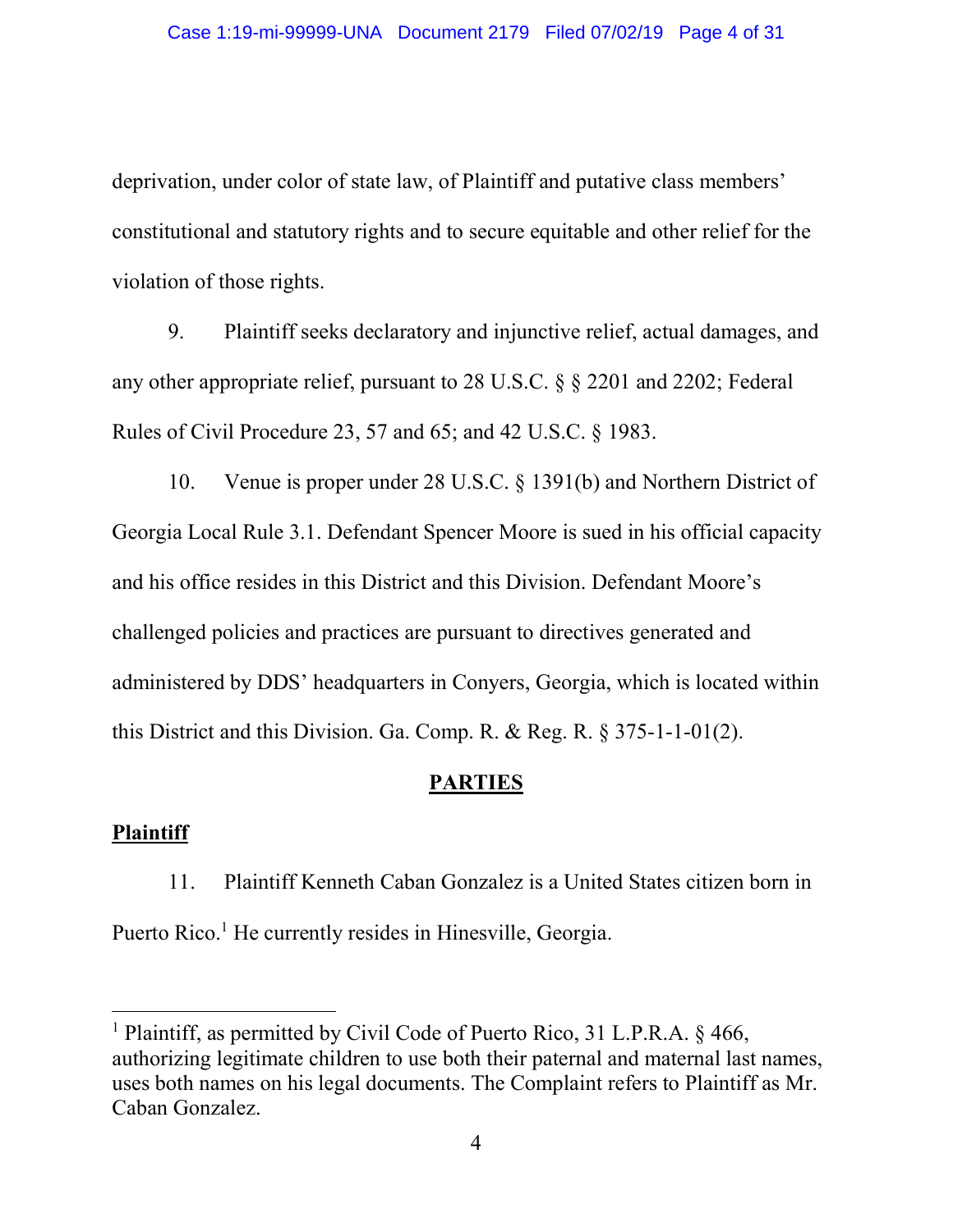deprivation, under color of state law, of Plaintiff and putative class members' constitutional and statutory rights and to secure equitable and other relief for the violation of those rights.

9. Plaintiff seeks declaratory and injunctive relief, actual damages, and any other appropriate relief, pursuant to 28 U.S.C. § § 2201 and 2202; Federal Rules of Civil Procedure 23, 57 and 65; and 42 U.S.C. § 1983.

10. Venue is proper under 28 U.S.C. § 1391(b) and Northern District of Georgia Local Rule 3.1. Defendant Spencer Moore is sued in his official capacity and his office resides in this District and this Division. Defendant Moore's challenged policies and practices are pursuant to directives generated and administered by DDS' headquarters in Conyers, Georgia, which is located within this District and this Division. Ga. Comp. R. & Reg. R. § 375-1-1-01(2).

## PARTIES

### Plaintiff

11. Plaintiff Kenneth Caban Gonzalez is a United States citizen born in Puerto Rico.[1] He currently resides in Hinesville, Georgia.

---

[1] Plaintiff, as permitted by Civil Code of Puerto Rico, 31 L.P.R.A. § 466, authorizing legitimate children to use both their paternal and maternal last names, uses both names on his legal documents. The Complaint refers to Plaintiff as Mr. Caban Gonzalez.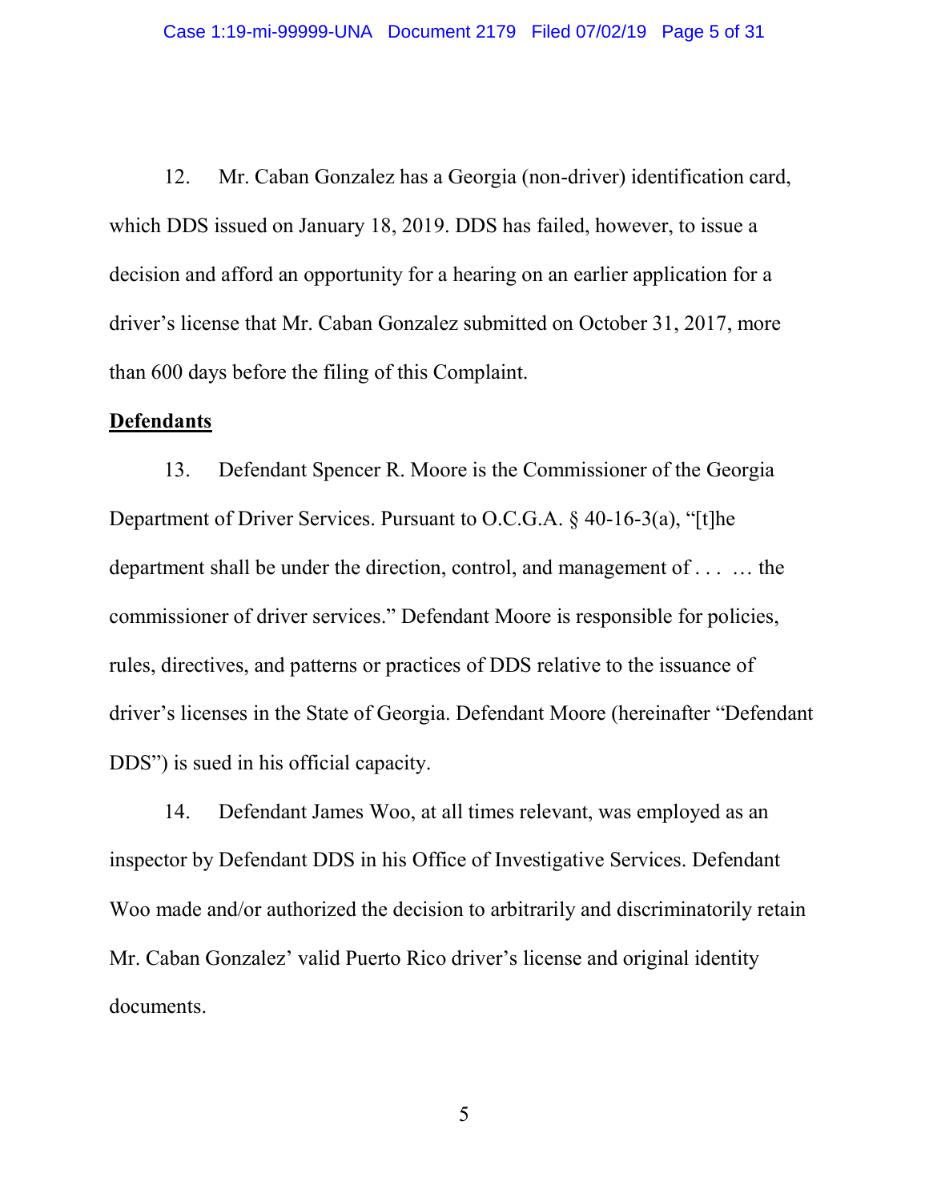12. Mr. Caban Gonzalez has a Georgia (non-driver) identification card, which DDS issued on January 18, 2019. DDS has failed, however, to issue a decision and afford an opportunity for a hearing on an earlier application for a driver's license that Mr. Caban Gonzalez submitted on October 31, 2017, more than 600 days before the filing of this Complaint.

**Defendants**

13. Defendant Spencer R. Moore is the Commissioner of the Georgia Department of Driver Services. Pursuant to O.C.G.A. § 40-16-3(a), "[t]he department shall be under the direction, control, and management of . . . … the commissioner of driver services." Defendant Moore is responsible for policies, rules, directives, and patterns or practices of DDS relative to the issuance of driver's licenses in the State of Georgia. Defendant Moore (hereinafter "Defendant DDS") is sued in his official capacity.

14. Defendant James Woo, at all times relevant, was employed as an inspector by Defendant DDS in his Office of Investigative Services. Defendant Woo made and/or authorized the decision to arbitrarily and discriminatorily retain Mr. Caban Gonzalez' valid Puerto Rico driver's license and original identity documents.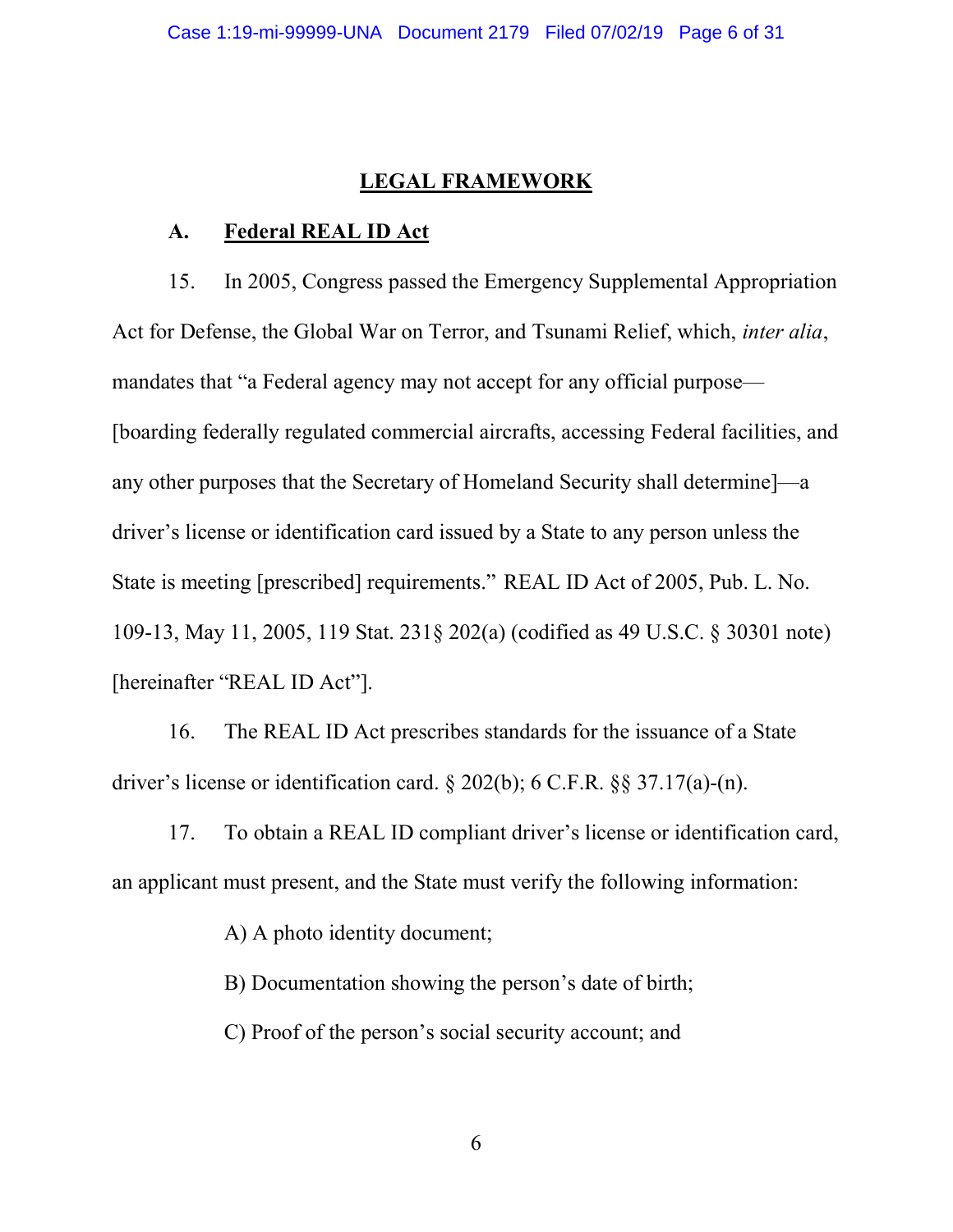## LEGAL FRAMEWORK

### A. Federal REAL ID Act

15. In 2005, Congress passed the Emergency Supplemental Appropriation Act for Defense, the Global War on Terror, and Tsunami Relief, which, *inter alia*, mandates that "a Federal agency may not accept for any official purpose—[boarding federally regulated commercial aircrafts, accessing Federal facilities, and any other purposes that the Secretary of Homeland Security shall determine]—a driver's license or identification card issued by a State to any person unless the State is meeting [prescribed] requirements." REAL ID Act of 2005, Pub. L. No. 109-13, May 11, 2005, 119 Stat. 231§ 202(a) (codified as 49 U.S.C. § 30301 note) [hereinafter "REAL ID Act"].

16. The REAL ID Act prescribes standards for the issuance of a State driver's license or identification card. § 202(b); 6 C.F.R. §§ 37.17(a)-(n).

17. To obtain a REAL ID compliant driver's license or identification card, an applicant must present, and the State must verify the following information:

A) A photo identity document;

B) Documentation showing the person's date of birth;

C) Proof of the person's social security account; and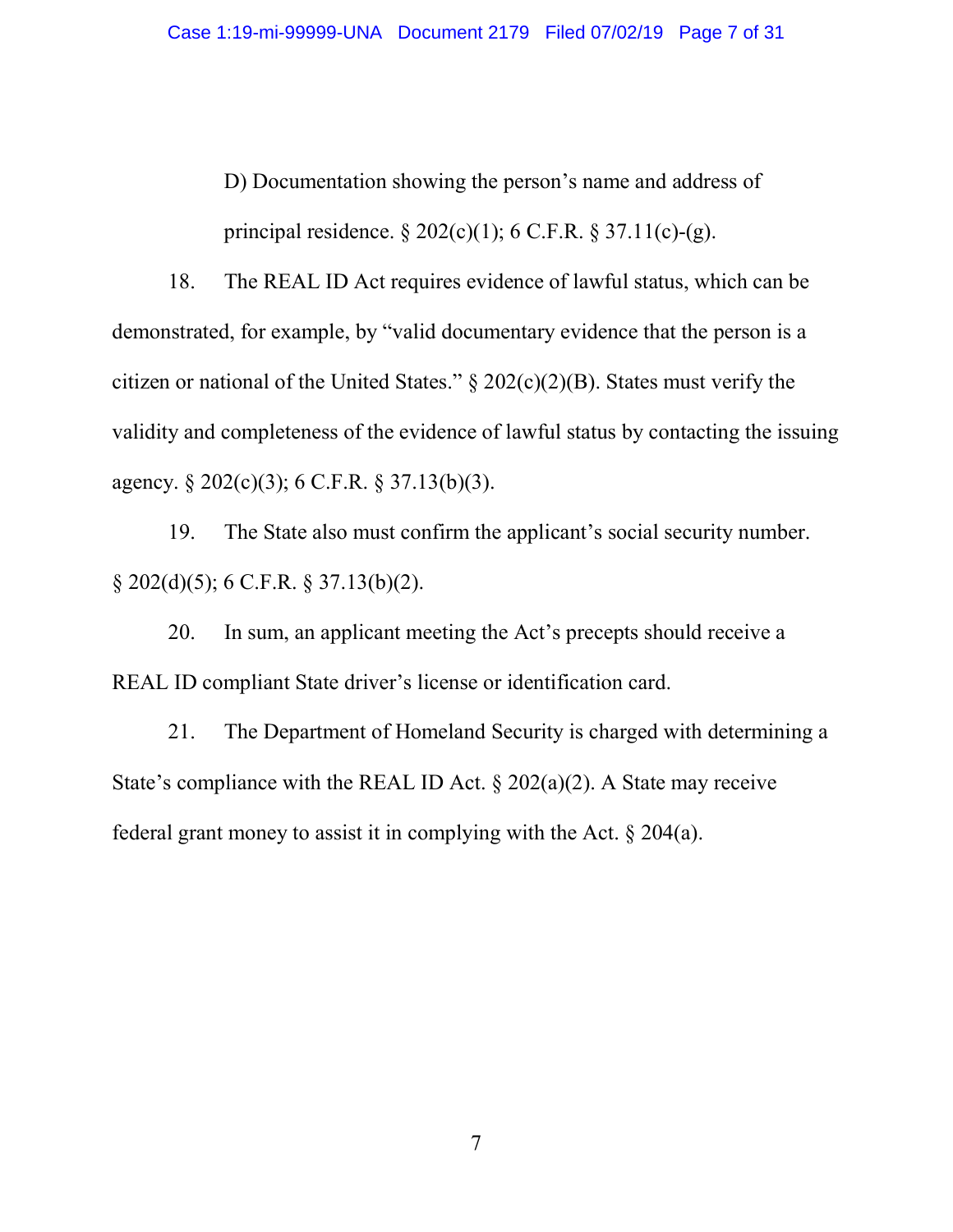D) Documentation showing the person's name and address of principal residence. § 202(c)(1); 6 C.F.R. § 37.11(c)-(g).

18. The REAL ID Act requires evidence of lawful status, which can be demonstrated, for example, by "valid documentary evidence that the person is a citizen or national of the United States." § 202(c)(2)(B). States must verify the validity and completeness of the evidence of lawful status by contacting the issuing agency. § 202(c)(3); 6 C.F.R. § 37.13(b)(3).

19. The State also must confirm the applicant's social security number. § 202(d)(5); 6 C.F.R. § 37.13(b)(2).

20. In sum, an applicant meeting the Act's precepts should receive a REAL ID compliant State driver's license or identification card.

21. The Department of Homeland Security is charged with determining a State's compliance with the REAL ID Act. § 202(a)(2). A State may receive federal grant money to assist it in complying with the Act. § 204(a).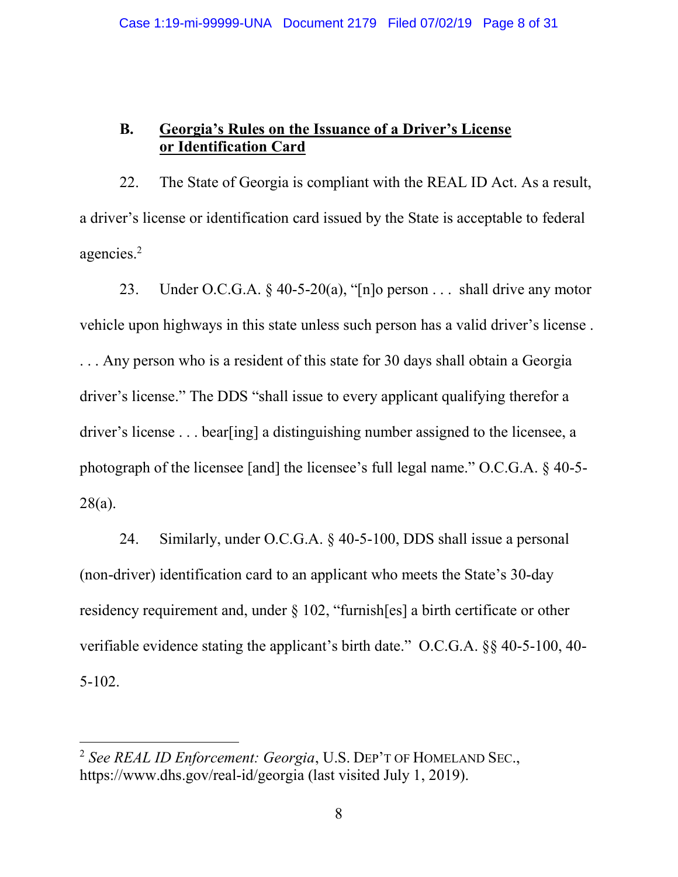## B. Georgia's Rules on the Issuance of a Driver's License or Identification Card

22. The State of Georgia is compliant with the REAL ID Act. As a result, a driver's license or identification card issued by the State is acceptable to federal agencies.[2]

23. Under O.C.G.A. § 40-5-20(a), "[n]o person . . . shall drive any motor vehicle upon highways in this state unless such person has a valid driver's license . . . . Any person who is a resident of this state for 30 days shall obtain a Georgia driver's license." The DDS "shall issue to every applicant qualifying therefor a driver's license . . . bear[ing] a distinguishing number assigned to the licensee, a photograph of the licensee [and] the licensee's full legal name." O.C.G.A. § 40-5-28(a).

24. Similarly, under O.C.G.A. § 40-5-100, DDS shall issue a personal (non-driver) identification card to an applicant who meets the State's 30-day residency requirement and, under § 102, "furnish[es] a birth certificate or other verifiable evidence stating the applicant's birth date." O.C.G.A. §§ 40-5-100, 40-5-102.

---

[2] *See REAL ID Enforcement: Georgia*, U.S. DEP'T OF HOMELAND SEC., https://www.dhs.gov/real-id/georgia (last visited July 1, 2019).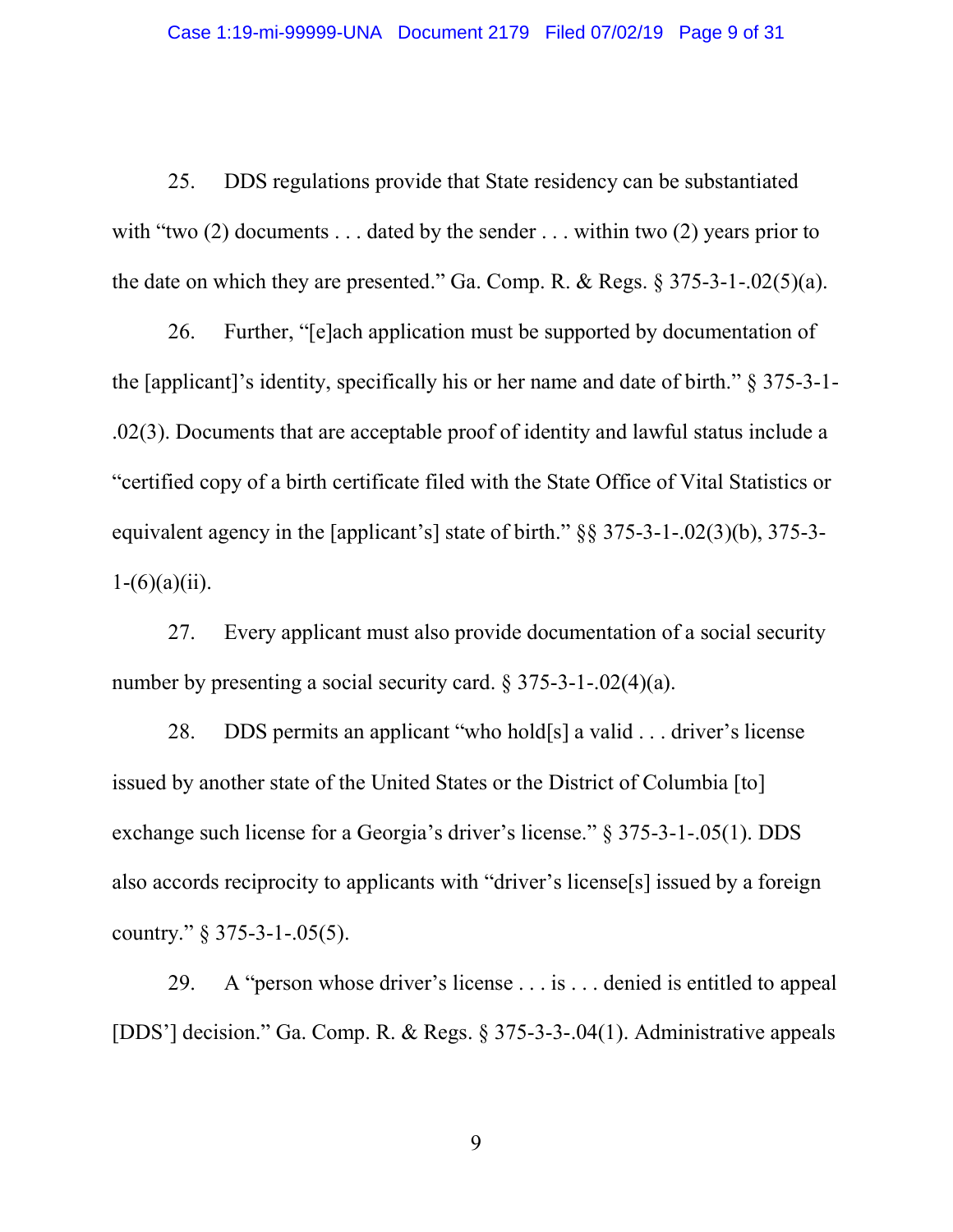25. DDS regulations provide that State residency can be substantiated with "two (2) documents . . . dated by the sender . . . within two (2) years prior to the date on which they are presented." Ga. Comp. R. & Regs. § 375-3-1-.02(5)(a).

26. Further, "[e]ach application must be supported by documentation of the [applicant]'s identity, specifically his or her name and date of birth." § 375-3-1-.02(3). Documents that are acceptable proof of identity and lawful status include a "certified copy of a birth certificate filed with the State Office of Vital Statistics or equivalent agency in the [applicant's] state of birth." §§ 375-3-1-.02(3)(b), 375-3-1-(6)(a)(ii).

27. Every applicant must also provide documentation of a social security number by presenting a social security card. § 375-3-1-.02(4)(a).

28. DDS permits an applicant "who hold[s] a valid . . . driver's license issued by another state of the United States or the District of Columbia [to] exchange such license for a Georgia's driver's license." § 375-3-1-.05(1). DDS also accords reciprocity to applicants with "driver's license[s] issued by a foreign country." § 375-3-1-.05(5).

29. A "person whose driver's license . . . is . . . denied is entitled to appeal [DDS'] decision." Ga. Comp. R. & Regs. § 375-3-3-.04(1). Administrative appeals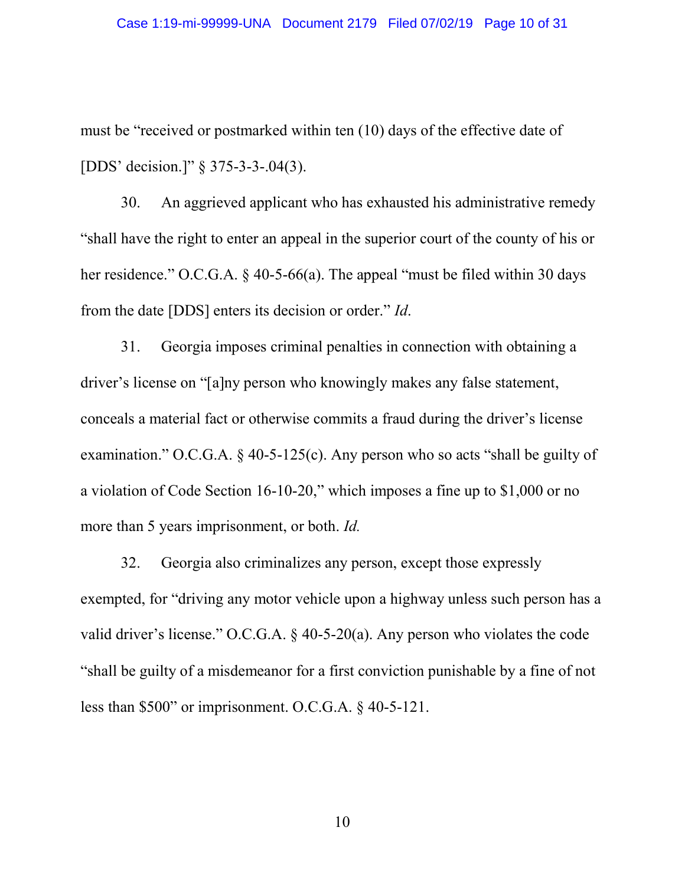must be "received or postmarked within ten (10) days of the effective date of [DDS' decision.]" § 375-3-3-.04(3).

30. An aggrieved applicant who has exhausted his administrative remedy "shall have the right to enter an appeal in the superior court of the county of his or her residence." O.C.G.A. § 40-5-66(a). The appeal "must be filed within 30 days from the date [DDS] enters its decision or order." *Id*.

31. Georgia imposes criminal penalties in connection with obtaining a driver's license on "[a]ny person who knowingly makes any false statement, conceals a material fact or otherwise commits a fraud during the driver's license examination." O.C.G.A. § 40-5-125(c). Any person who so acts "shall be guilty of a violation of Code Section 16-10-20," which imposes a fine up to $1,000 or no more than 5 years imprisonment, or both. *Id.*

32. Georgia also criminalizes any person, except those expressly exempted, for "driving any motor vehicle upon a highway unless such person has a valid driver's license." O.C.G.A. § 40-5-20(a). Any person who violates the code "shall be guilty of a misdemeanor for a first conviction punishable by a fine of not less than $500" or imprisonment. O.C.G.A. § 40-5-121.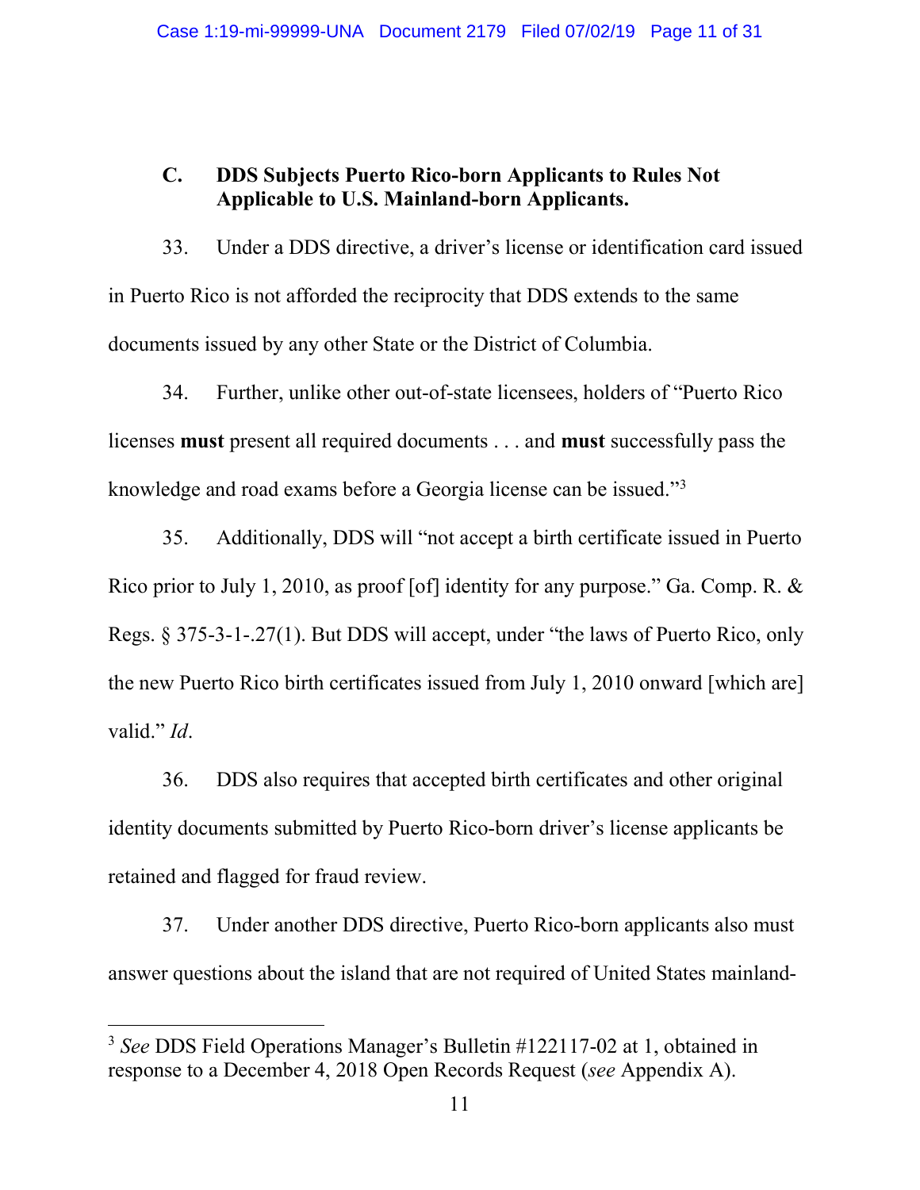### C. DDS Subjects Puerto Rico-born Applicants to Rules Not Applicable to U.S. Mainland-born Applicants.

33. Under a DDS directive, a driver's license or identification card issued in Puerto Rico is not afforded the reciprocity that DDS extends to the same documents issued by any other State or the District of Columbia.

34. Further, unlike other out-of-state licensees, holders of "Puerto Rico licenses **must** present all required documents . . . and **must** successfully pass the knowledge and road exams before a Georgia license can be issued."[3]

35. Additionally, DDS will "not accept a birth certificate issued in Puerto Rico prior to July 1, 2010, as proof [of] identity for any purpose." Ga. Comp. R. & Regs. § 375-3-1-.27(1). But DDS will accept, under "the laws of Puerto Rico, only the new Puerto Rico birth certificates issued from July 1, 2010 onward [which are] valid." *Id*.

36. DDS also requires that accepted birth certificates and other original identity documents submitted by Puerto Rico-born driver's license applicants be retained and flagged for fraud review.

37. Under another DDS directive, Puerto Rico-born applicants also must answer questions about the island that are not required of United States mainland-

---

[3] *See* DDS Field Operations Manager's Bulletin #122117-02 at 1, obtained in response to a December 4, 2018 Open Records Request (*see* Appendix A).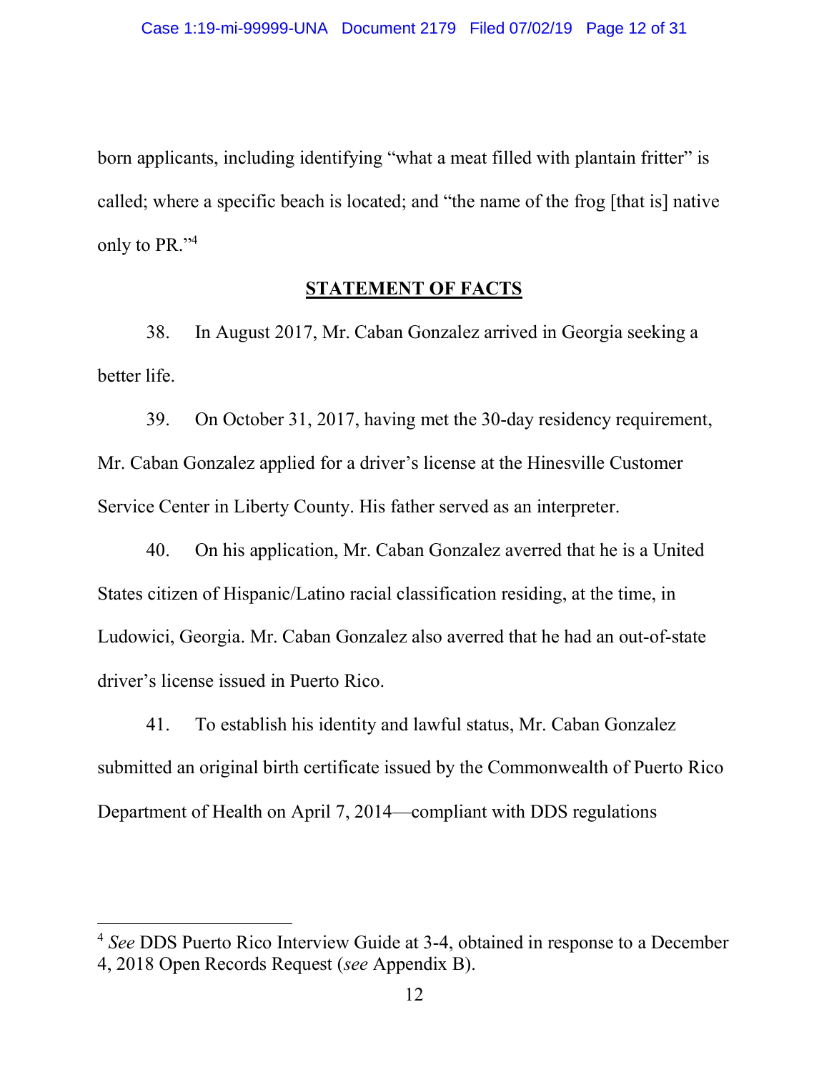born applicants, including identifying "what a meat filled with plantain fritter" is called; where a specific beach is located; and "the name of the frog [that is] native only to PR."[4]

## STATEMENT OF FACTS

38. In August 2017, Mr. Caban Gonzalez arrived in Georgia seeking a better life.

39. On October 31, 2017, having met the 30-day residency requirement, Mr. Caban Gonzalez applied for a driver's license at the Hinesville Customer Service Center in Liberty County. His father served as an interpreter.

40. On his application, Mr. Caban Gonzalez averred that he is a United States citizen of Hispanic/Latino racial classification residing, at the time, in Ludowici, Georgia. Mr. Caban Gonzalez also averred that he had an out-of-state driver's license issued in Puerto Rico.

41. To establish his identity and lawful status, Mr. Caban Gonzalez submitted an original birth certificate issued by the Commonwealth of Puerto Rico Department of Health on April 7, 2014—compliant with DDS regulations

---

[4] *See* DDS Puerto Rico Interview Guide at 3-4, obtained in response to a December 4, 2018 Open Records Request (*see* Appendix B).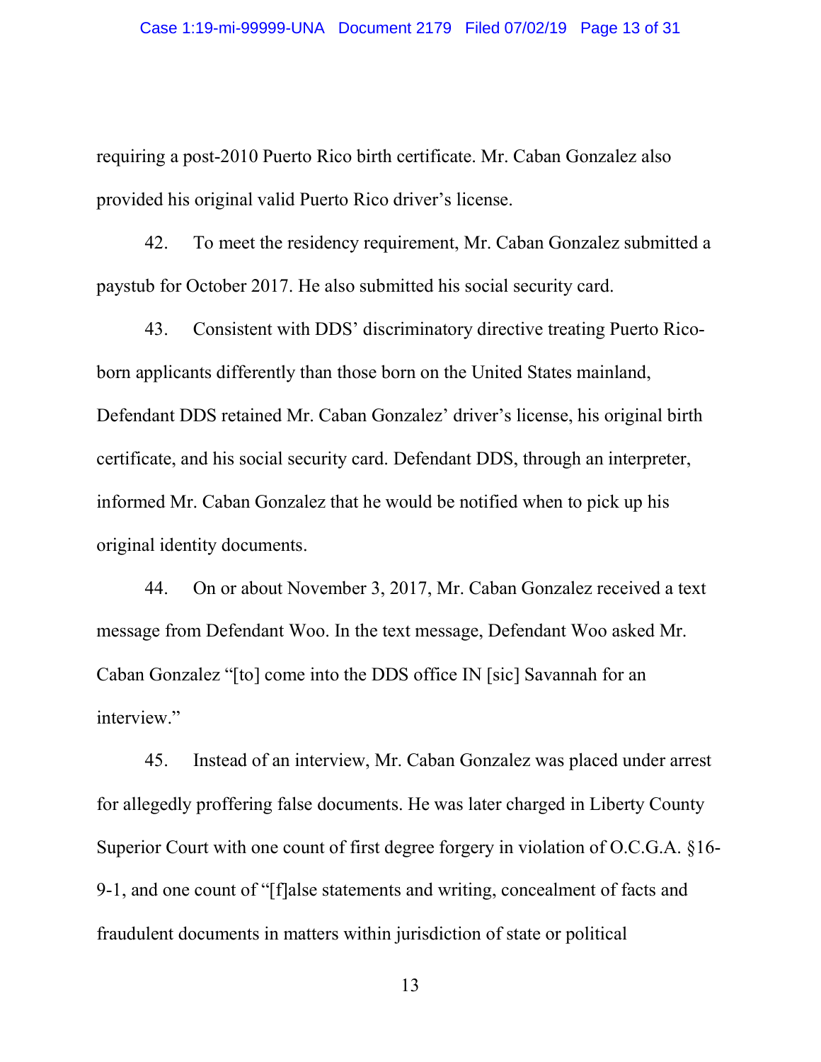requiring a post-2010 Puerto Rico birth certificate. Mr. Caban Gonzalez also provided his original valid Puerto Rico driver's license.

42. To meet the residency requirement, Mr. Caban Gonzalez submitted a paystub for October 2017. He also submitted his social security card.

43. Consistent with DDS' discriminatory directive treating Puerto Rico-born applicants differently than those born on the United States mainland, Defendant DDS retained Mr. Caban Gonzalez' driver's license, his original birth certificate, and his social security card. Defendant DDS, through an interpreter, informed Mr. Caban Gonzalez that he would be notified when to pick up his original identity documents.

44. On or about November 3, 2017, Mr. Caban Gonzalez received a text message from Defendant Woo. In the text message, Defendant Woo asked Mr. Caban Gonzalez "[to] come into the DDS office IN [sic] Savannah for an interview."

45. Instead of an interview, Mr. Caban Gonzalez was placed under arrest for allegedly proffering false documents. He was later charged in Liberty County Superior Court with one count of first degree forgery in violation of O.C.G.A. §16-9-1, and one count of "[f]alse statements and writing, concealment of facts and fraudulent documents in matters within jurisdiction of state or political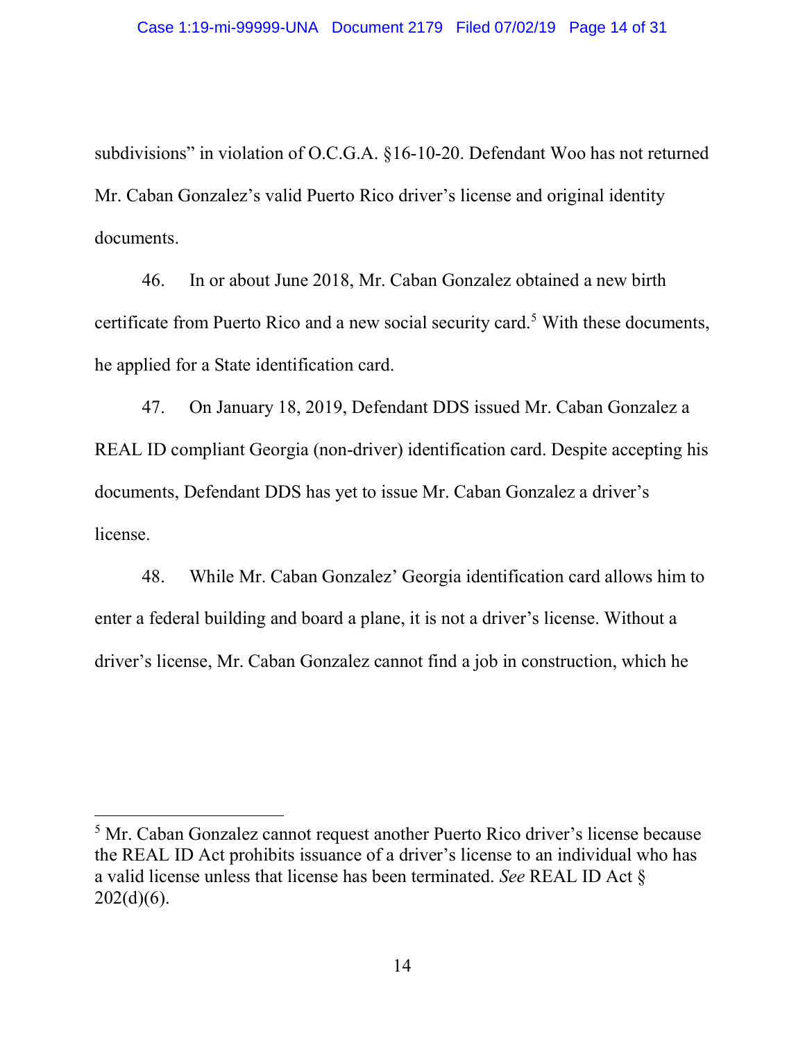subdivisions" in violation of O.C.G.A. §16-10-20. Defendant Woo has not returned Mr. Caban Gonzalez's valid Puerto Rico driver's license and original identity documents.

46. In or about June 2018, Mr. Caban Gonzalez obtained a new birth certificate from Puerto Rico and a new social security card.[5] With these documents, he applied for a State identification card.

47. On January 18, 2019, Defendant DDS issued Mr. Caban Gonzalez a REAL ID compliant Georgia (non-driver) identification card. Despite accepting his documents, Defendant DDS has yet to issue Mr. Caban Gonzalez a driver's license.

48. While Mr. Caban Gonzalez' Georgia identification card allows him to enter a federal building and board a plane, it is not a driver's license. Without a driver's license, Mr. Caban Gonzalez cannot find a job in construction, which he

---

[5] Mr. Caban Gonzalez cannot request another Puerto Rico driver's license because the REAL ID Act prohibits issuance of a driver's license to an individual who has a valid license unless that license has been terminated. *See* REAL ID Act § 202(d)(6).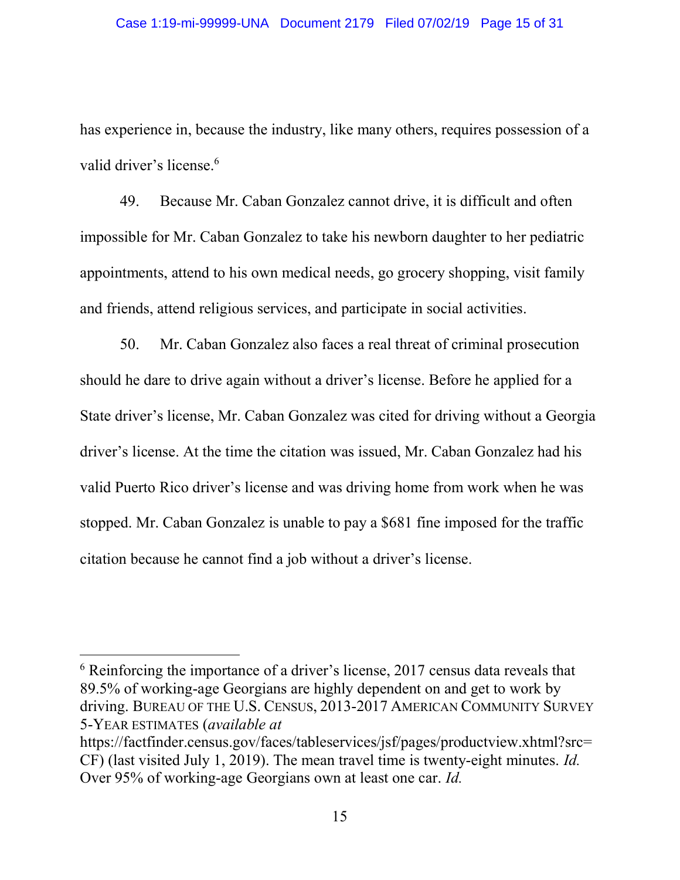has experience in, because the industry, like many others, requires possession of a valid driver's license.[6]

49. Because Mr. Caban Gonzalez cannot drive, it is difficult and often impossible for Mr. Caban Gonzalez to take his newborn daughter to her pediatric appointments, attend to his own medical needs, go grocery shopping, visit family and friends, attend religious services, and participate in social activities.

50. Mr. Caban Gonzalez also faces a real threat of criminal prosecution should he dare to drive again without a driver's license. Before he applied for a State driver's license, Mr. Caban Gonzalez was cited for driving without a Georgia driver's license. At the time the citation was issued, Mr. Caban Gonzalez had his valid Puerto Rico driver's license and was driving home from work when he was stopped. Mr. Caban Gonzalez is unable to pay a $681 fine imposed for the traffic citation because he cannot find a job without a driver's license.

---

[6] Reinforcing the importance of a driver's license, 2017 census data reveals that 89.5% of working-age Georgians are highly dependent on and get to work by driving. BUREAU OF THE U.S. CENSUS, 2013-2017 AMERICAN COMMUNITY SURVEY 5-YEAR ESTIMATES (*available at* https://factfinder.census.gov/faces/tableservices/jsf/pages/productview.xhtml?src=CF) (last visited July 1, 2019). The mean travel time is twenty-eight minutes. *Id.* Over 95% of working-age Georgians own at least one car. *Id.*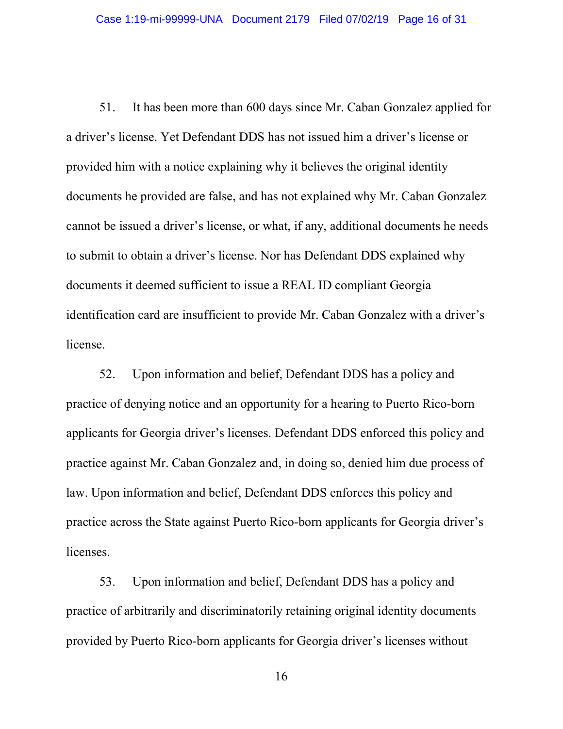51. It has been more than 600 days since Mr. Caban Gonzalez applied for a driver's license. Yet Defendant DDS has not issued him a driver's license or provided him with a notice explaining why it believes the original identity documents he provided are false, and has not explained why Mr. Caban Gonzalez cannot be issued a driver's license, or what, if any, additional documents he needs to submit to obtain a driver's license. Nor has Defendant DDS explained why documents it deemed sufficient to issue a REAL ID compliant Georgia identification card are insufficient to provide Mr. Caban Gonzalez with a driver's license.

52. Upon information and belief, Defendant DDS has a policy and practice of denying notice and an opportunity for a hearing to Puerto Rico-born applicants for Georgia driver's licenses. Defendant DDS enforced this policy and practice against Mr. Caban Gonzalez and, in doing so, denied him due process of law. Upon information and belief, Defendant DDS enforces this policy and practice across the State against Puerto Rico-born applicants for Georgia driver's licenses.

53. Upon information and belief, Defendant DDS has a policy and practice of arbitrarily and discriminatorily retaining original identity documents provided by Puerto Rico-born applicants for Georgia driver's licenses without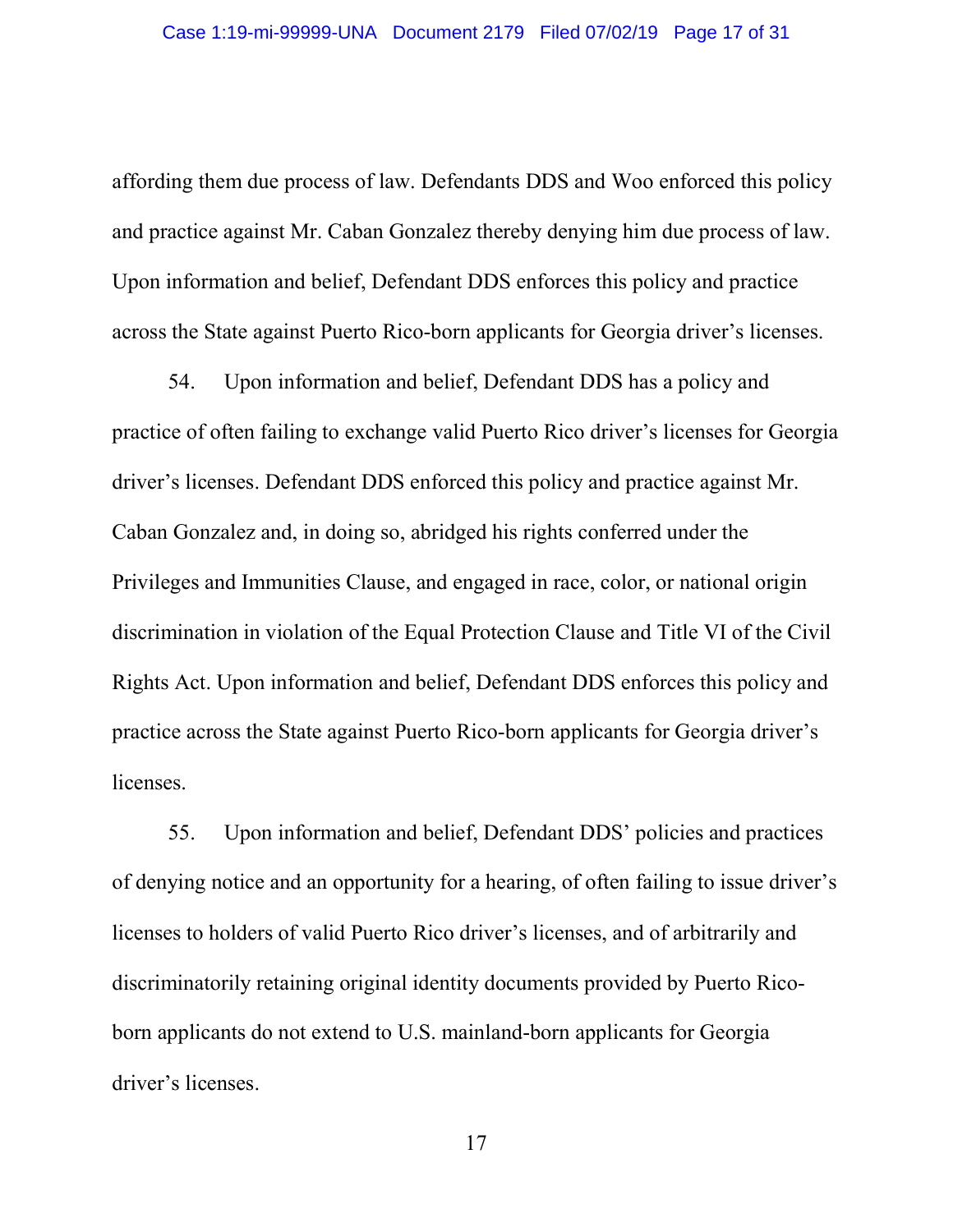affording them due process of law. Defendants DDS and Woo enforced this policy and practice against Mr. Caban Gonzalez thereby denying him due process of law. Upon information and belief, Defendant DDS enforces this policy and practice across the State against Puerto Rico-born applicants for Georgia driver's licenses.

54. Upon information and belief, Defendant DDS has a policy and practice of often failing to exchange valid Puerto Rico driver's licenses for Georgia driver's licenses. Defendant DDS enforced this policy and practice against Mr. Caban Gonzalez and, in doing so, abridged his rights conferred under the Privileges and Immunities Clause, and engaged in race, color, or national origin discrimination in violation of the Equal Protection Clause and Title VI of the Civil Rights Act. Upon information and belief, Defendant DDS enforces this policy and practice across the State against Puerto Rico-born applicants for Georgia driver's licenses.

55. Upon information and belief, Defendant DDS' policies and practices of denying notice and an opportunity for a hearing, of often failing to issue driver's licenses to holders of valid Puerto Rico driver's licenses, and of arbitrarily and discriminatorily retaining original identity documents provided by Puerto Rico-born applicants do not extend to U.S. mainland-born applicants for Georgia driver's licenses.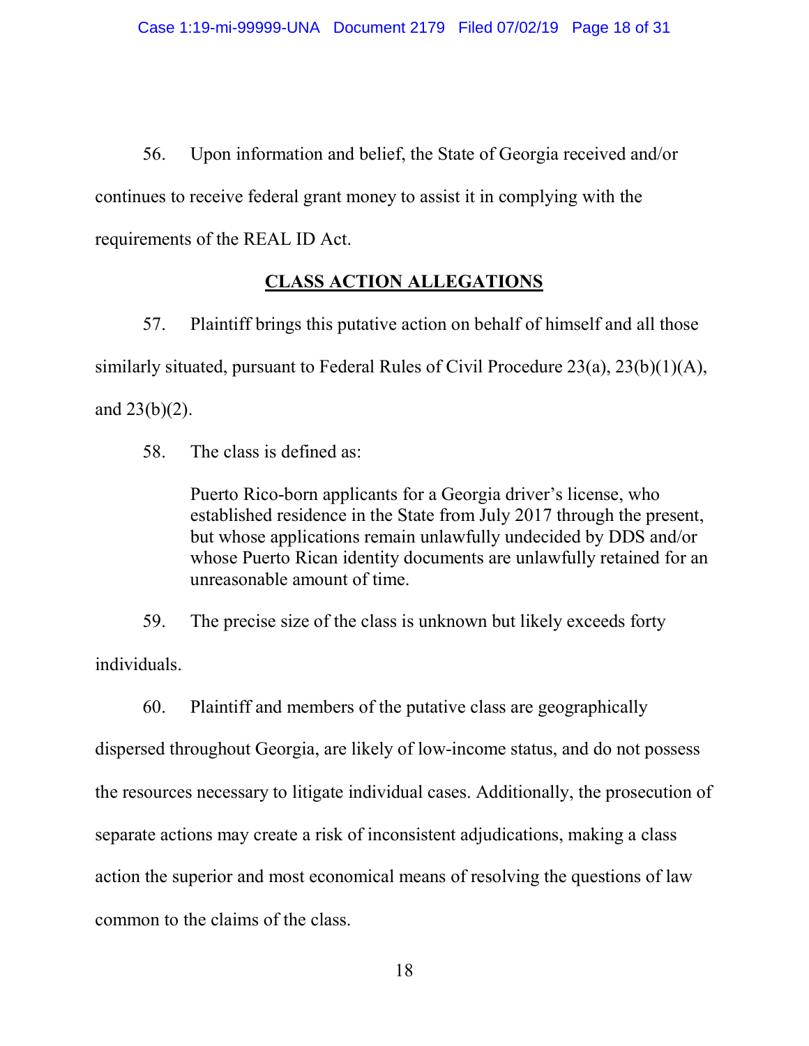56. Upon information and belief, the State of Georgia received and/or continues to receive federal grant money to assist it in complying with the requirements of the REAL ID Act.

## CLASS ACTION ALLEGATIONS

57. Plaintiff brings this putative action on behalf of himself and all those similarly situated, pursuant to Federal Rules of Civil Procedure 23(a), 23(b)(1)(A), and 23(b)(2).

58. The class is defined as:

> Puerto Rico-born applicants for a Georgia driver's license, who established residence in the State from July 2017 through the present, but whose applications remain unlawfully undecided by DDS and/or whose Puerto Rican identity documents are unlawfully retained for an unreasonable amount of time.

59. The precise size of the class is unknown but likely exceeds forty individuals.

60. Plaintiff and members of the putative class are geographically dispersed throughout Georgia, are likely of low-income status, and do not possess the resources necessary to litigate individual cases. Additionally, the prosecution of separate actions may create a risk of inconsistent adjudications, making a class action the superior and most economical means of resolving the questions of law common to the claims of the class.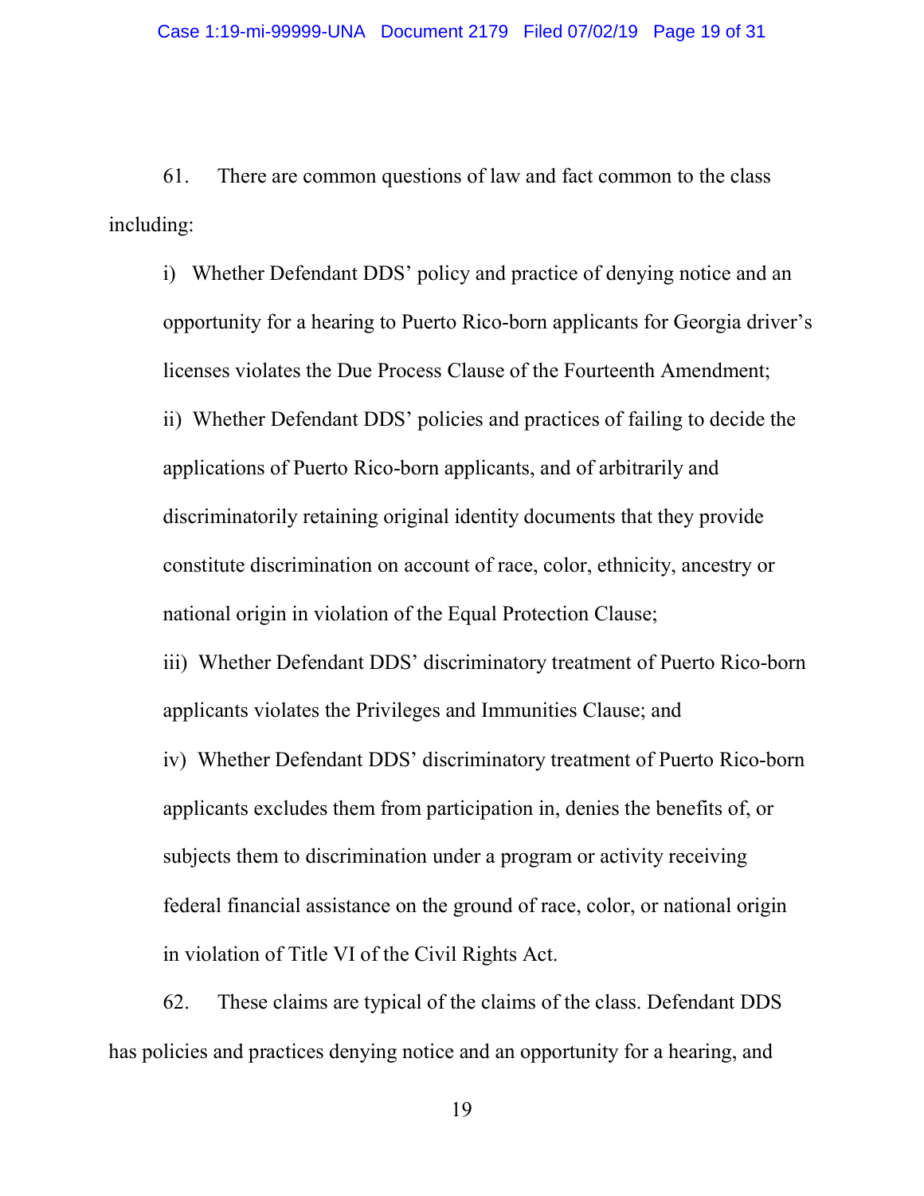61. There are common questions of law and fact common to the class including:

i) Whether Defendant DDS' policy and practice of denying notice and an opportunity for a hearing to Puerto Rico-born applicants for Georgia driver's licenses violates the Due Process Clause of the Fourteenth Amendment;

ii) Whether Defendant DDS' policies and practices of failing to decide the applications of Puerto Rico-born applicants, and of arbitrarily and discriminatorily retaining original identity documents that they provide constitute discrimination on account of race, color, ethnicity, ancestry or national origin in violation of the Equal Protection Clause;

iii) Whether Defendant DDS' discriminatory treatment of Puerto Rico-born applicants violates the Privileges and Immunities Clause; and

iv) Whether Defendant DDS' discriminatory treatment of Puerto Rico-born applicants excludes them from participation in, denies the benefits of, or subjects them to discrimination under a program or activity receiving federal financial assistance on the ground of race, color, or national origin in violation of Title VI of the Civil Rights Act.

62. These claims are typical of the claims of the class. Defendant DDS has policies and practices denying notice and an opportunity for a hearing, and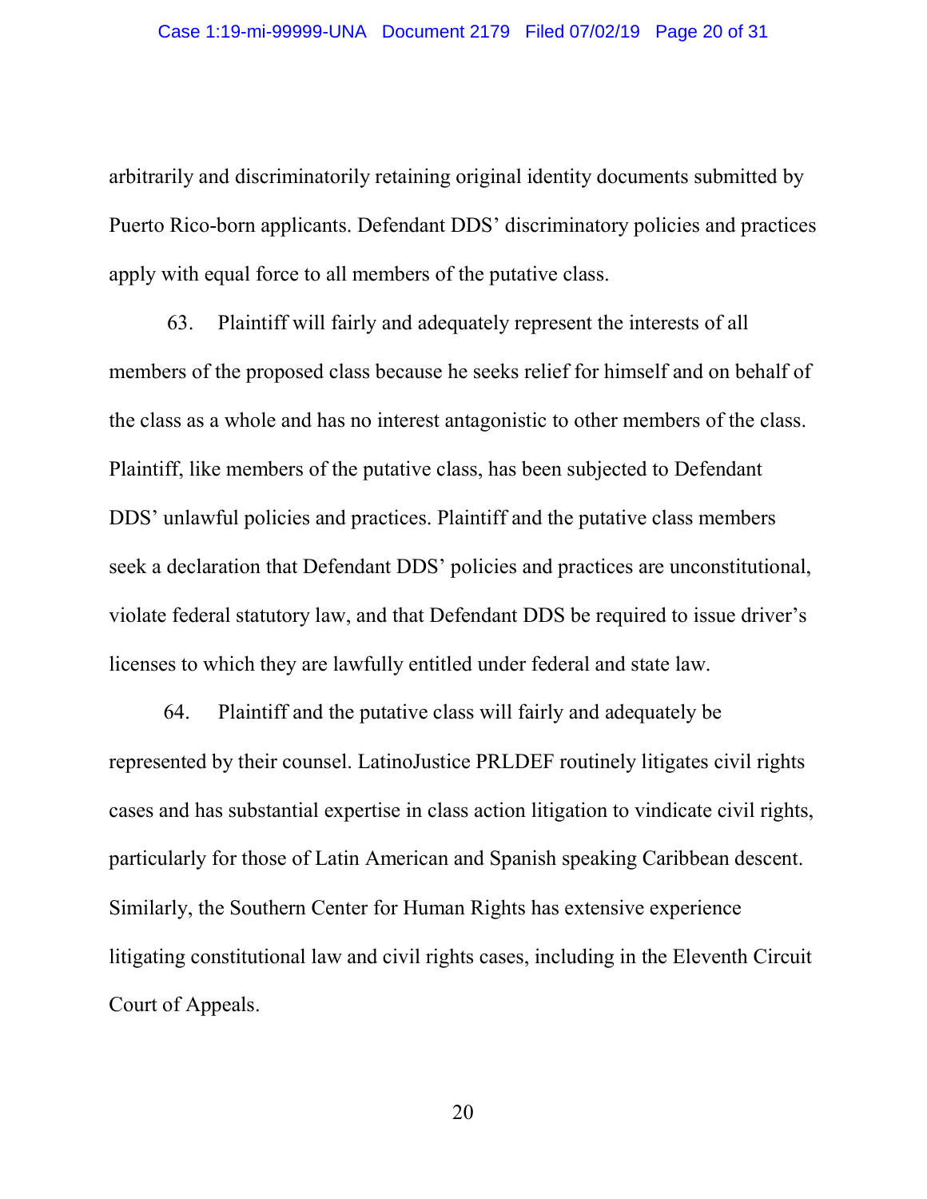arbitrarily and discriminatorily retaining original identity documents submitted by Puerto Rico-born applicants. Defendant DDS' discriminatory policies and practices apply with equal force to all members of the putative class.

63. Plaintiff will fairly and adequately represent the interests of all members of the proposed class because he seeks relief for himself and on behalf of the class as a whole and has no interest antagonistic to other members of the class. Plaintiff, like members of the putative class, has been subjected to Defendant DDS' unlawful policies and practices. Plaintiff and the putative class members seek a declaration that Defendant DDS' policies and practices are unconstitutional, violate federal statutory law, and that Defendant DDS be required to issue driver's licenses to which they are lawfully entitled under federal and state law.

64. Plaintiff and the putative class will fairly and adequately be represented by their counsel. LatinoJustice PRLDEF routinely litigates civil rights cases and has substantial expertise in class action litigation to vindicate civil rights, particularly for those of Latin American and Spanish speaking Caribbean descent. Similarly, the Southern Center for Human Rights has extensive experience litigating constitutional law and civil rights cases, including in the Eleventh Circuit Court of Appeals.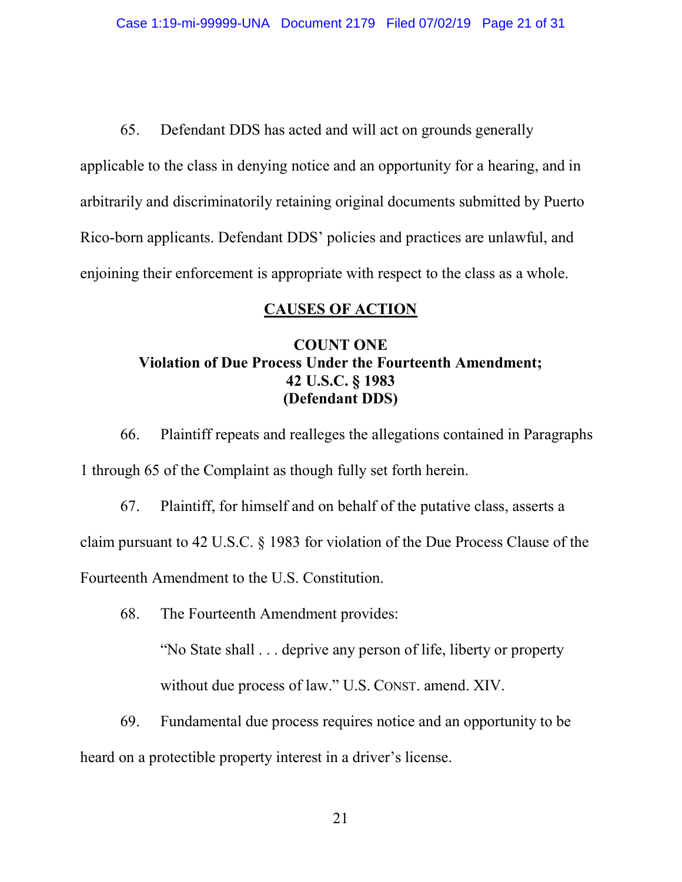65. Defendant DDS has acted and will act on grounds generally applicable to the class in denying notice and an opportunity for a hearing, and in arbitrarily and discriminatorily retaining original documents submitted by Puerto Rico-born applicants. Defendant DDS' policies and practices are unlawful, and enjoining their enforcement is appropriate with respect to the class as a whole.

## CAUSES OF ACTION

### COUNT ONE
### Violation of Due Process Under the Fourteenth Amendment; 42 U.S.C. § 1983 (Defendant DDS)

66. Plaintiff repeats and realleges the allegations contained in Paragraphs 1 through 65 of the Complaint as though fully set forth herein.

67. Plaintiff, for himself and on behalf of the putative class, asserts a claim pursuant to 42 U.S.C. § 1983 for violation of the Due Process Clause of the Fourteenth Amendment to the U.S. Constitution.

68. The Fourteenth Amendment provides:

> "No State shall . . . deprive any person of life, liberty or property without due process of law." U.S. CONST. amend. XIV.

69. Fundamental due process requires notice and an opportunity to be heard on a protectible property interest in a driver's license.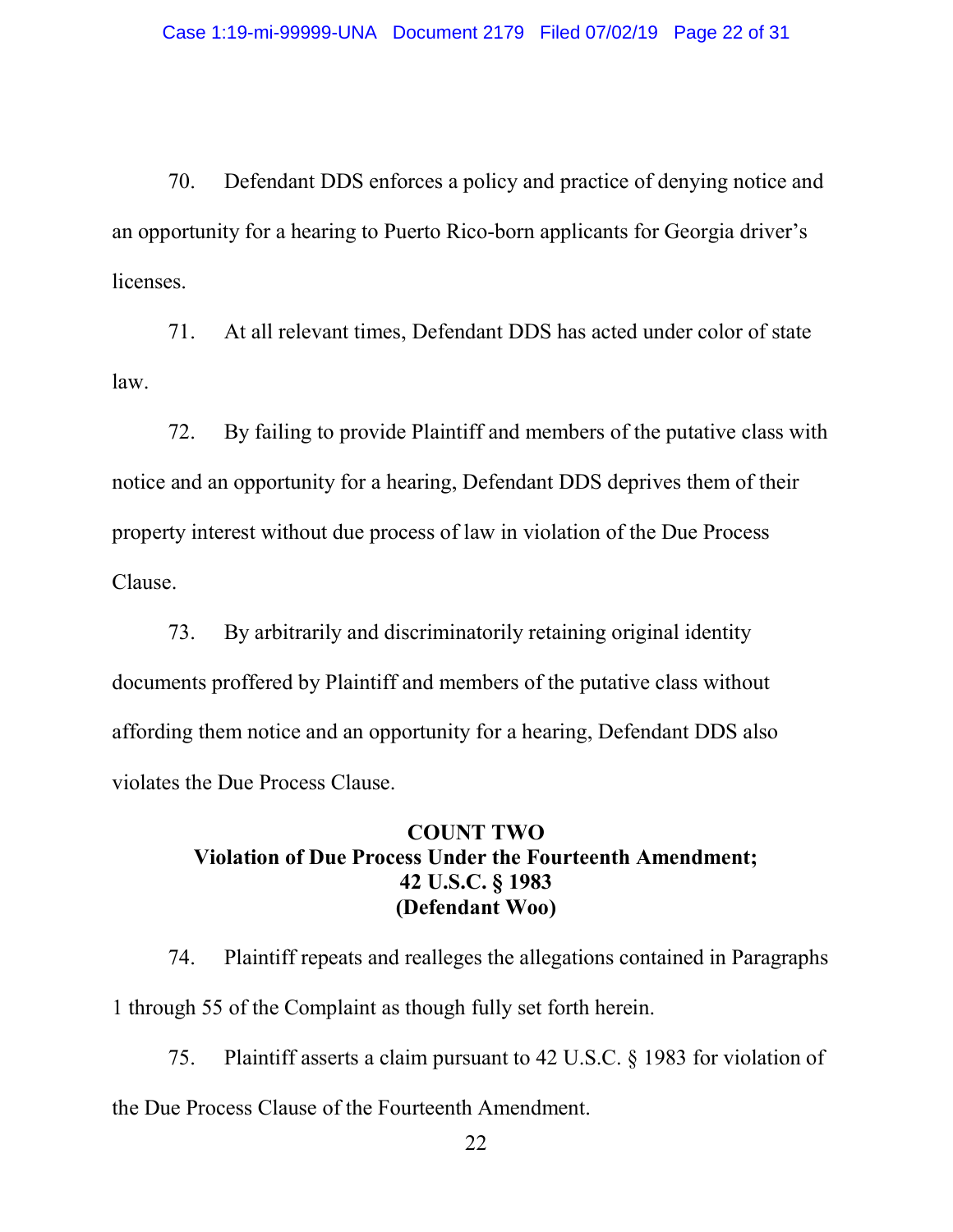70. Defendant DDS enforces a policy and practice of denying notice and an opportunity for a hearing to Puerto Rico-born applicants for Georgia driver's licenses.

71. At all relevant times, Defendant DDS has acted under color of state law.

72. By failing to provide Plaintiff and members of the putative class with notice and an opportunity for a hearing, Defendant DDS deprives them of their property interest without due process of law in violation of the Due Process Clause.

73. By arbitrarily and discriminatorily retaining original identity documents proffered by Plaintiff and members of the putative class without affording them notice and an opportunity for a hearing, Defendant DDS also violates the Due Process Clause.

**COUNT TWO**
**Violation of Due Process Under the Fourteenth Amendment;**
**42 U.S.C. § 1983**
**(Defendant Woo)**

74. Plaintiff repeats and realleges the allegations contained in Paragraphs 1 through 55 of the Complaint as though fully set forth herein.

75. Plaintiff asserts a claim pursuant to 42 U.S.C. § 1983 for violation of the Due Process Clause of the Fourteenth Amendment.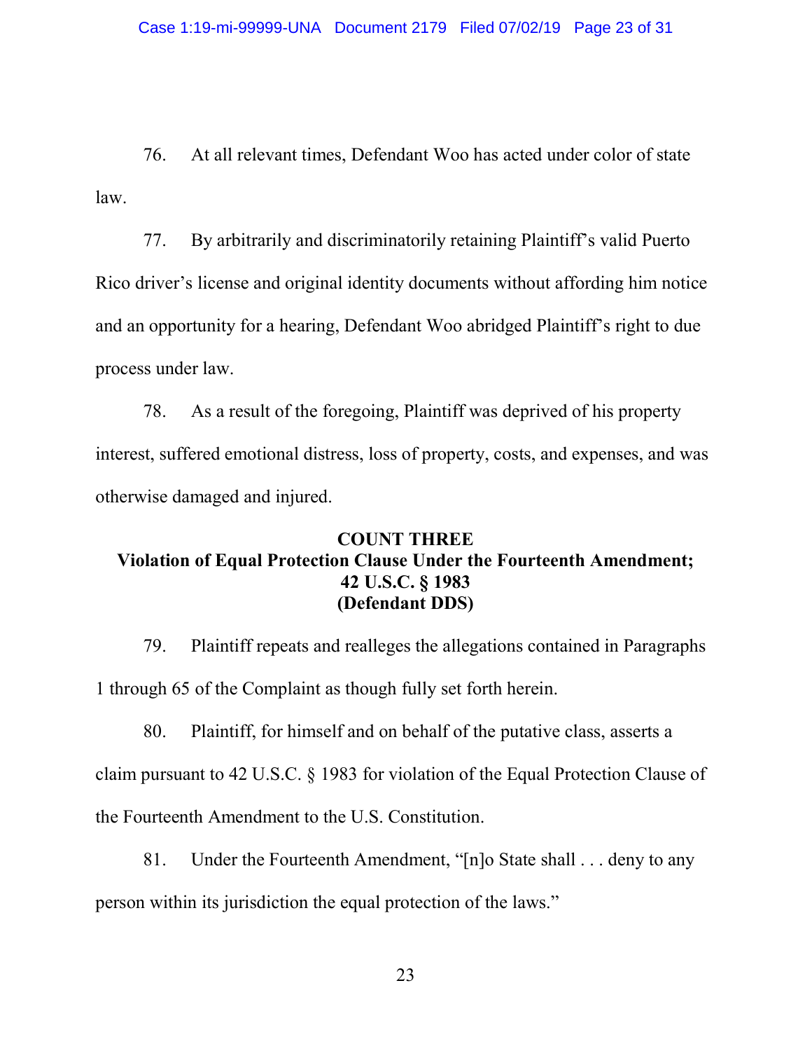76. At all relevant times, Defendant Woo has acted under color of state law.

77. By arbitrarily and discriminatorily retaining Plaintiff's valid Puerto Rico driver's license and original identity documents without affording him notice and an opportunity for a hearing, Defendant Woo abridged Plaintiff's right to due process under law.

78. As a result of the foregoing, Plaintiff was deprived of his property interest, suffered emotional distress, loss of property, costs, and expenses, and was otherwise damaged and injured.

**COUNT THREE**
**Violation of Equal Protection Clause Under the Fourteenth Amendment; 42 U.S.C. § 1983**
**(Defendant DDS)**

79. Plaintiff repeats and realleges the allegations contained in Paragraphs 1 through 65 of the Complaint as though fully set forth herein.

80. Plaintiff, for himself and on behalf of the putative class, asserts a claim pursuant to 42 U.S.C. § 1983 for violation of the Equal Protection Clause of the Fourteenth Amendment to the U.S. Constitution.

81. Under the Fourteenth Amendment, "[n]o State shall . . . deny to any person within its jurisdiction the equal protection of the laws."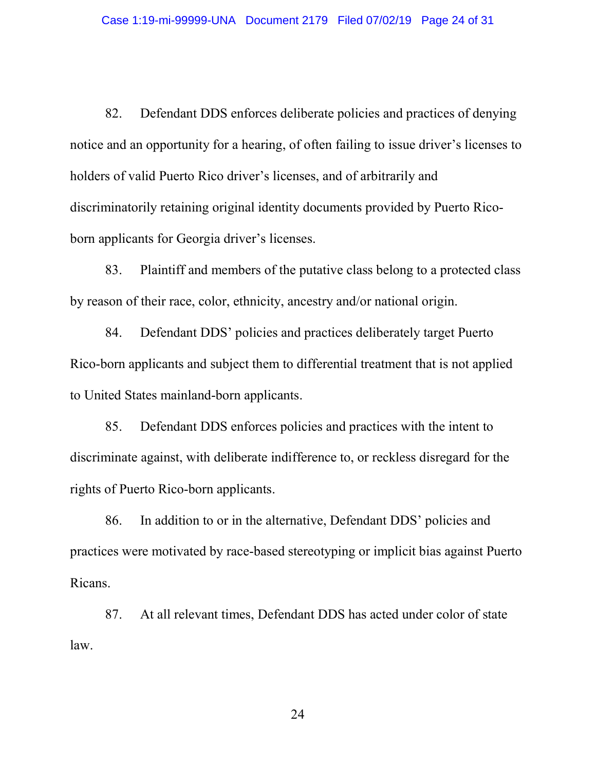82. Defendant DDS enforces deliberate policies and practices of denying notice and an opportunity for a hearing, of often failing to issue driver's licenses to holders of valid Puerto Rico driver's licenses, and of arbitrarily and discriminatorily retaining original identity documents provided by Puerto Rico-born applicants for Georgia driver's licenses.

83. Plaintiff and members of the putative class belong to a protected class by reason of their race, color, ethnicity, ancestry and/or national origin.

84. Defendant DDS' policies and practices deliberately target Puerto Rico-born applicants and subject them to differential treatment that is not applied to United States mainland-born applicants.

85. Defendant DDS enforces policies and practices with the intent to discriminate against, with deliberate indifference to, or reckless disregard for the rights of Puerto Rico-born applicants.

86. In addition to or in the alternative, Defendant DDS' policies and practices were motivated by race-based stereotyping or implicit bias against Puerto Ricans.

87. At all relevant times, Defendant DDS has acted under color of state law.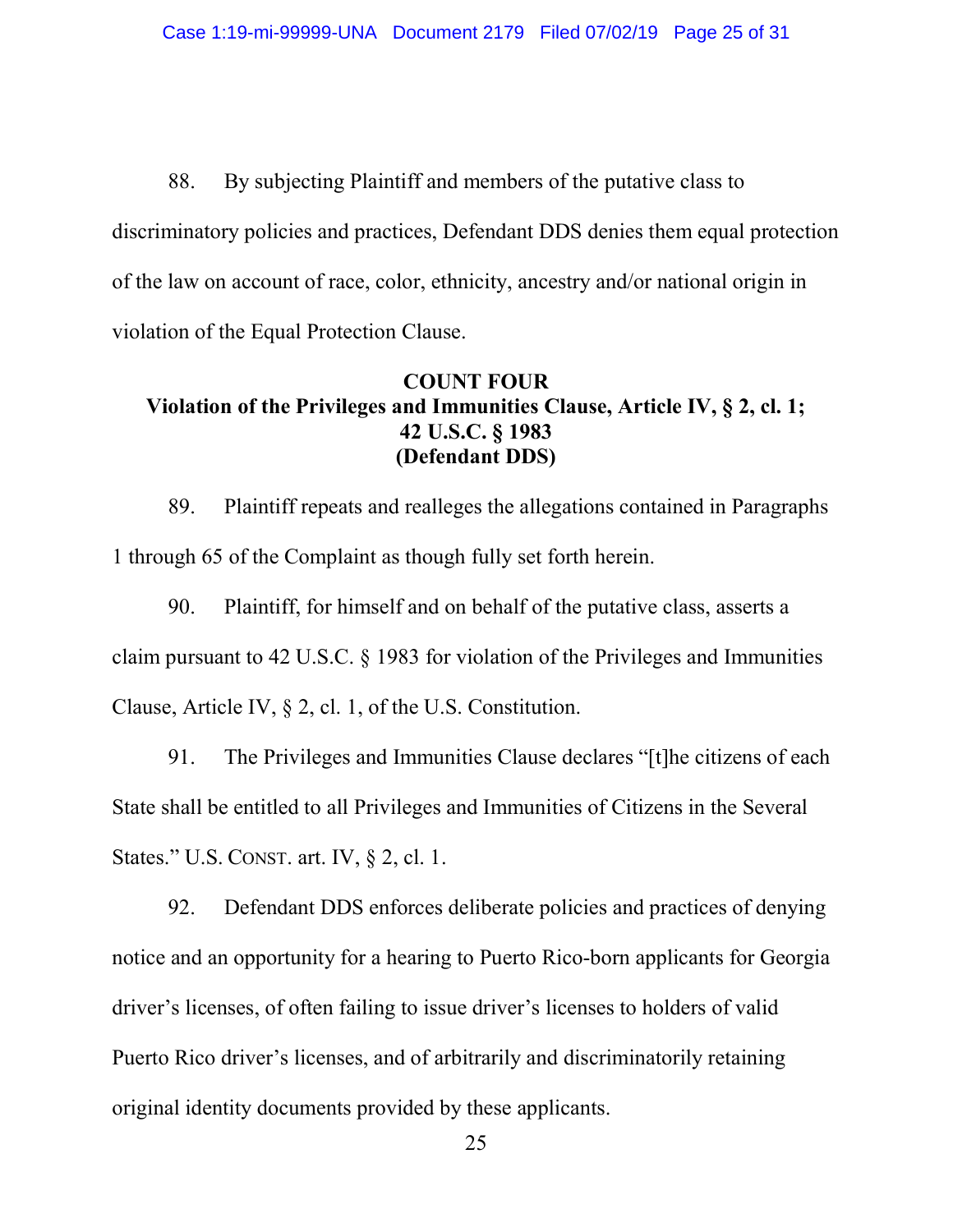88. By subjecting Plaintiff and members of the putative class to discriminatory policies and practices, Defendant DDS denies them equal protection of the law on account of race, color, ethnicity, ancestry and/or national origin in violation of the Equal Protection Clause.

**COUNT FOUR**
**Violation of the Privileges and Immunities Clause, Article IV, § 2, cl. 1; 42 U.S.C. § 1983**
**(Defendant DDS)**

89. Plaintiff repeats and realleges the allegations contained in Paragraphs 1 through 65 of the Complaint as though fully set forth herein.

90. Plaintiff, for himself and on behalf of the putative class, asserts a claim pursuant to 42 U.S.C. § 1983 for violation of the Privileges and Immunities Clause, Article IV, § 2, cl. 1, of the U.S. Constitution.

91. The Privileges and Immunities Clause declares "[t]he citizens of each State shall be entitled to all Privileges and Immunities of Citizens in the Several States." U.S. CONST. art. IV, § 2, cl. 1.

92. Defendant DDS enforces deliberate policies and practices of denying notice and an opportunity for a hearing to Puerto Rico-born applicants for Georgia driver's licenses, of often failing to issue driver's licenses to holders of valid Puerto Rico driver's licenses, and of arbitrarily and discriminatorily retaining original identity documents provided by these applicants.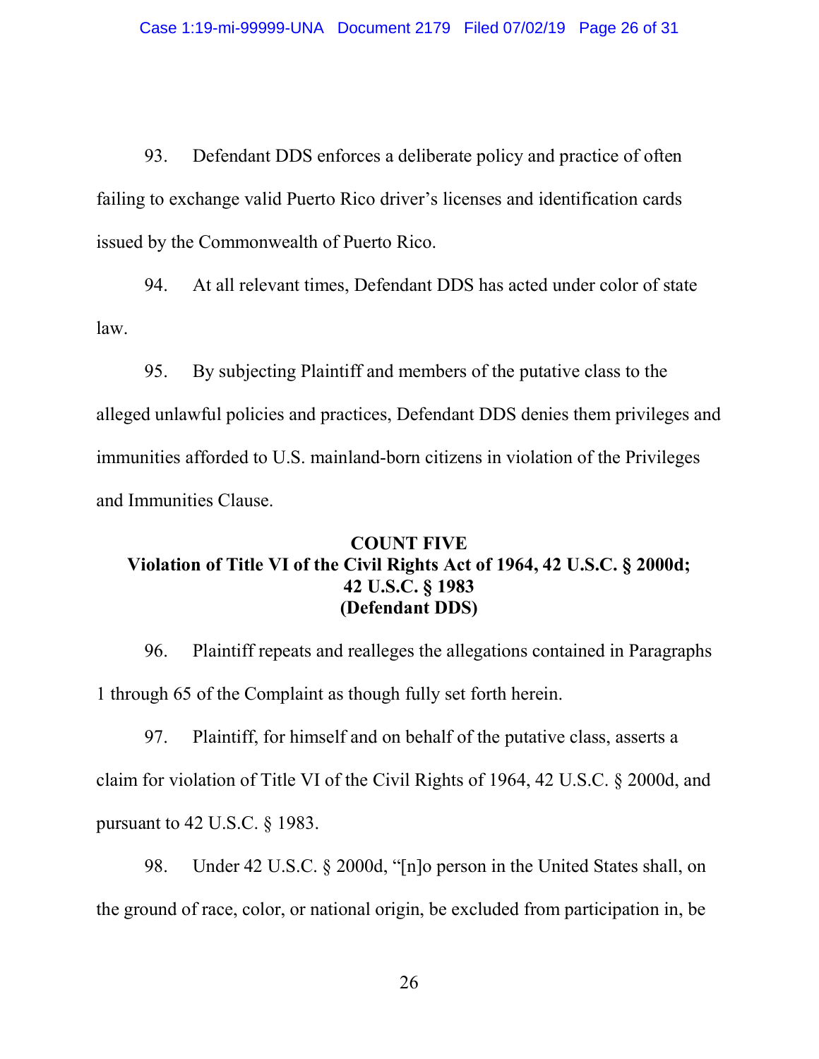93. Defendant DDS enforces a deliberate policy and practice of often failing to exchange valid Puerto Rico driver's licenses and identification cards issued by the Commonwealth of Puerto Rico.

94. At all relevant times, Defendant DDS has acted under color of state law.

95. By subjecting Plaintiff and members of the putative class to the alleged unlawful policies and practices, Defendant DDS denies them privileges and immunities afforded to U.S. mainland-born citizens in violation of the Privileges and Immunities Clause.

**COUNT FIVE**
**Violation of Title VI of the Civil Rights Act of 1964, 42 U.S.C. § 2000d; 42 U.S.C. § 1983**
**(Defendant DDS)**

96. Plaintiff repeats and realleges the allegations contained in Paragraphs 1 through 65 of the Complaint as though fully set forth herein.

97. Plaintiff, for himself and on behalf of the putative class, asserts a claim for violation of Title VI of the Civil Rights of 1964, 42 U.S.C. § 2000d, and pursuant to 42 U.S.C. § 1983.

98. Under 42 U.S.C. § 2000d, "[n]o person in the United States shall, on the ground of race, color, or national origin, be excluded from participation in, be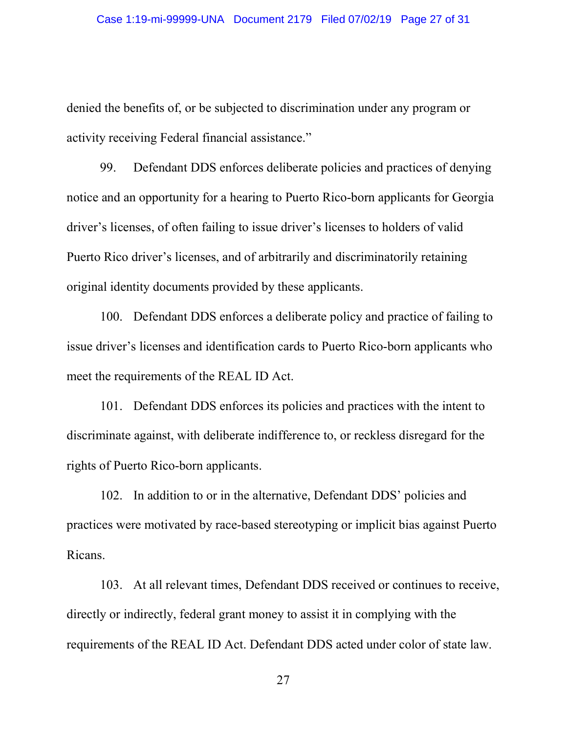denied the benefits of, or be subjected to discrimination under any program or activity receiving Federal financial assistance."

99. Defendant DDS enforces deliberate policies and practices of denying notice and an opportunity for a hearing to Puerto Rico-born applicants for Georgia driver's licenses, of often failing to issue driver's licenses to holders of valid Puerto Rico driver's licenses, and of arbitrarily and discriminatorily retaining original identity documents provided by these applicants.

100. Defendant DDS enforces a deliberate policy and practice of failing to issue driver's licenses and identification cards to Puerto Rico-born applicants who meet the requirements of the REAL ID Act.

101. Defendant DDS enforces its policies and practices with the intent to discriminate against, with deliberate indifference to, or reckless disregard for the rights of Puerto Rico-born applicants.

102. In addition to or in the alternative, Defendant DDS' policies and practices were motivated by race-based stereotyping or implicit bias against Puerto Ricans.

103. At all relevant times, Defendant DDS received or continues to receive, directly or indirectly, federal grant money to assist it in complying with the requirements of the REAL ID Act. Defendant DDS acted under color of state law.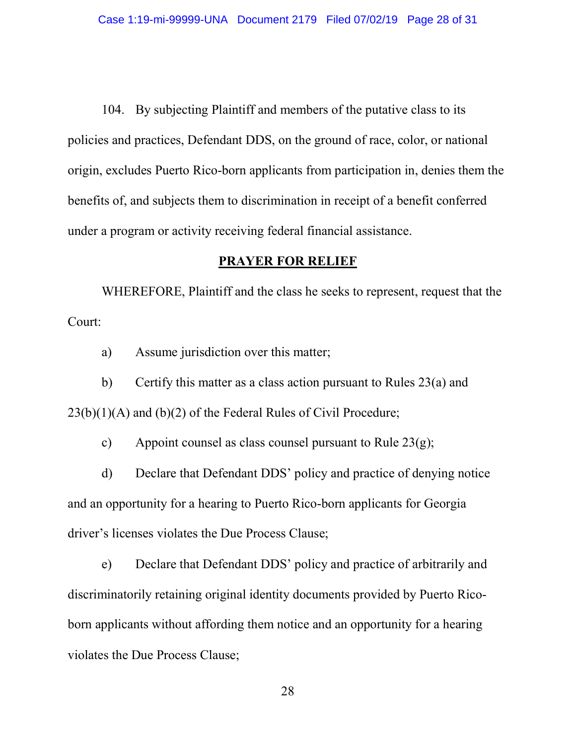104. By subjecting Plaintiff and members of the putative class to its policies and practices, Defendant DDS, on the ground of race, color, or national origin, excludes Puerto Rico-born applicants from participation in, denies them the benefits of, and subjects them to discrimination in receipt of a benefit conferred under a program or activity receiving federal financial assistance.

## PRAYER FOR RELIEF

WHEREFORE, Plaintiff and the class he seeks to represent, request that the Court:

a) Assume jurisdiction over this matter;

b) Certify this matter as a class action pursuant to Rules 23(a) and 23(b)(1)(A) and (b)(2) of the Federal Rules of Civil Procedure;

c) Appoint counsel as class counsel pursuant to Rule 23(g);

d) Declare that Defendant DDS' policy and practice of denying notice and an opportunity for a hearing to Puerto Rico-born applicants for Georgia driver's licenses violates the Due Process Clause;

e) Declare that Defendant DDS' policy and practice of arbitrarily and discriminatorily retaining original identity documents provided by Puerto Rico-born applicants without affording them notice and an opportunity for a hearing violates the Due Process Clause;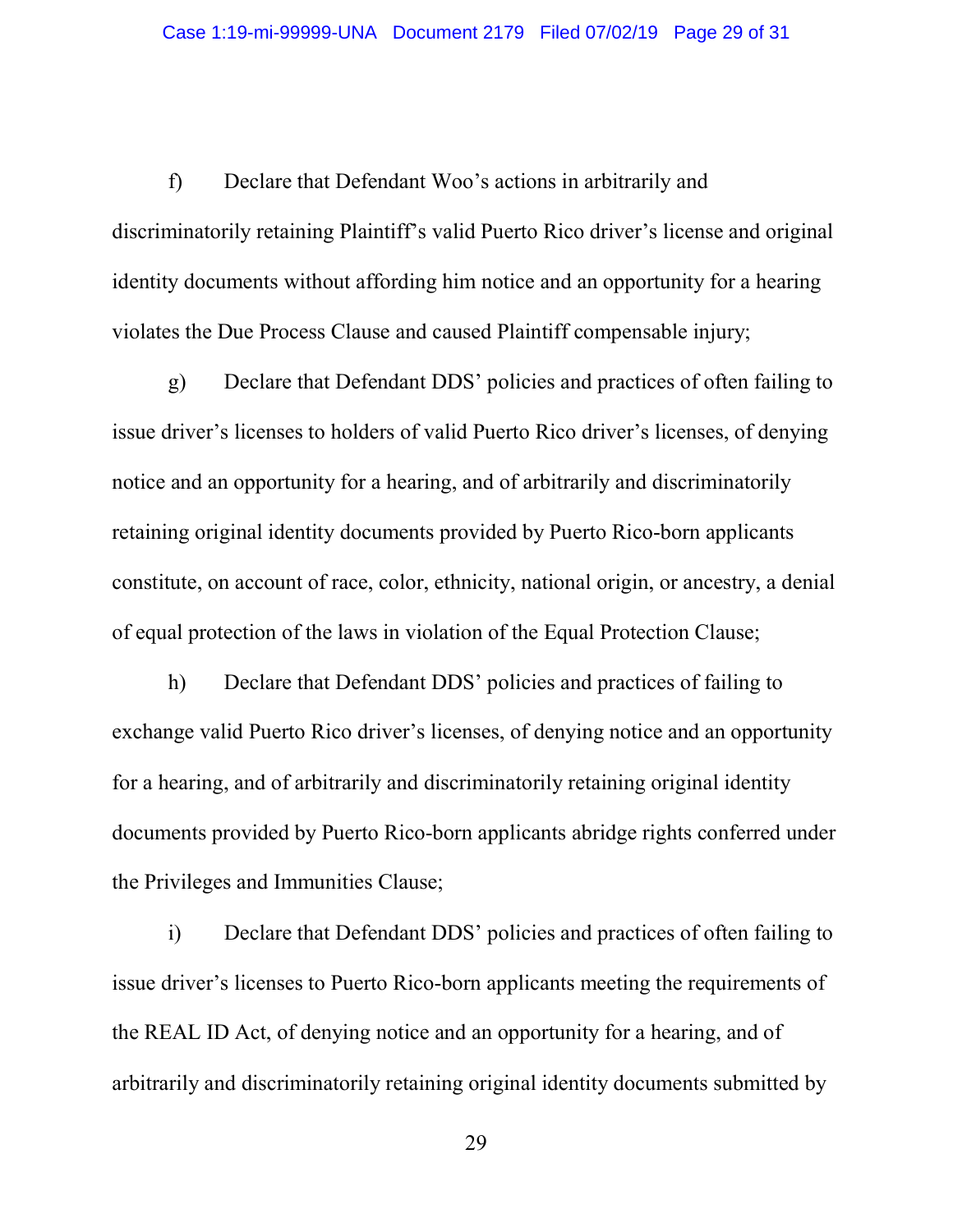f) Declare that Defendant Woo's actions in arbitrarily and discriminatorily retaining Plaintiff's valid Puerto Rico driver's license and original identity documents without affording him notice and an opportunity for a hearing violates the Due Process Clause and caused Plaintiff compensable injury;

g) Declare that Defendant DDS' policies and practices of often failing to issue driver's licenses to holders of valid Puerto Rico driver's licenses, of denying notice and an opportunity for a hearing, and of arbitrarily and discriminatorily retaining original identity documents provided by Puerto Rico-born applicants constitute, on account of race, color, ethnicity, national origin, or ancestry, a denial of equal protection of the laws in violation of the Equal Protection Clause;

h) Declare that Defendant DDS' policies and practices of failing to exchange valid Puerto Rico driver's licenses, of denying notice and an opportunity for a hearing, and of arbitrarily and discriminatorily retaining original identity documents provided by Puerto Rico-born applicants abridge rights conferred under the Privileges and Immunities Clause;

i) Declare that Defendant DDS' policies and practices of often failing to issue driver's licenses to Puerto Rico-born applicants meeting the requirements of the REAL ID Act, of denying notice and an opportunity for a hearing, and of arbitrarily and discriminatorily retaining original identity documents submitted by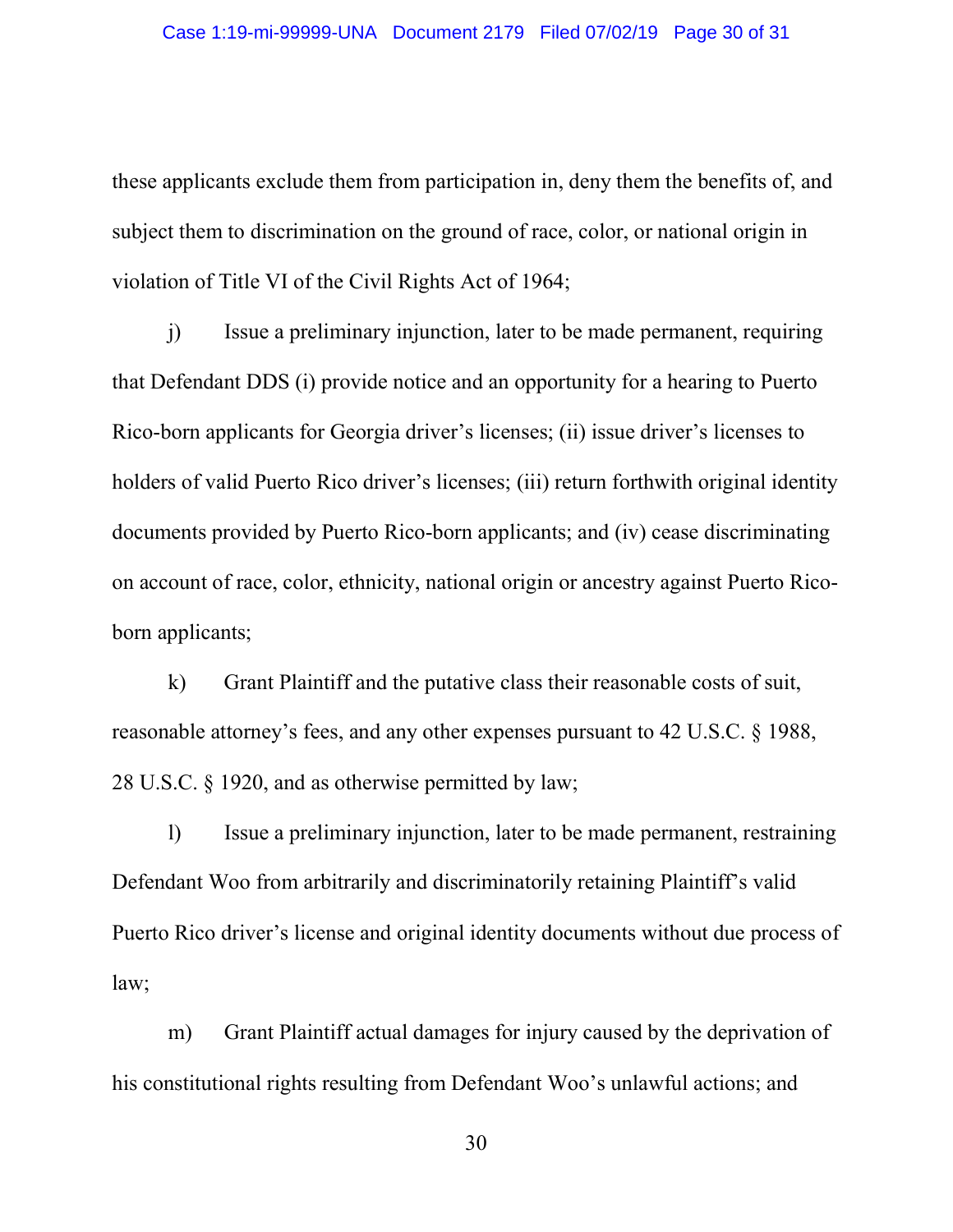these applicants exclude them from participation in, deny them the benefits of, and subject them to discrimination on the ground of race, color, or national origin in violation of Title VI of the Civil Rights Act of 1964;

j) Issue a preliminary injunction, later to be made permanent, requiring that Defendant DDS (i) provide notice and an opportunity for a hearing to Puerto Rico-born applicants for Georgia driver's licenses; (ii) issue driver's licenses to holders of valid Puerto Rico driver's licenses; (iii) return forthwith original identity documents provided by Puerto Rico-born applicants; and (iv) cease discriminating on account of race, color, ethnicity, national origin or ancestry against Puerto Rico-born applicants;

k) Grant Plaintiff and the putative class their reasonable costs of suit, reasonable attorney's fees, and any other expenses pursuant to 42 U.S.C. § 1988, 28 U.S.C. § 1920, and as otherwise permitted by law;

l) Issue a preliminary injunction, later to be made permanent, restraining Defendant Woo from arbitrarily and discriminatorily retaining Plaintiff's valid Puerto Rico driver's license and original identity documents without due process of law;

m) Grant Plaintiff actual damages for injury caused by the deprivation of his constitutional rights resulting from Defendant Woo's unlawful actions; and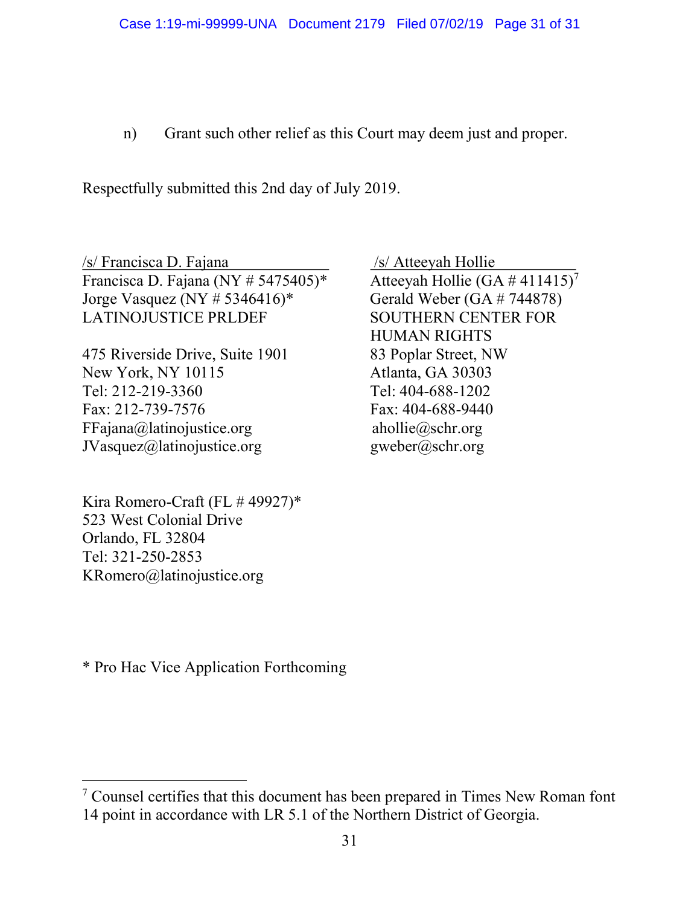n) Grant such other relief as this Court may deem just and proper.

Respectfully submitted this 2nd day of July 2019.

/s/ Francisca D. Fajana
Francisca D. Fajana (NY # 5475405)*
Jorge Vasquez (NY # 5346416)*
LATINOJUSTICE PRLDEF

475 Riverside Drive, Suite 1901
New York, NY 10115
Tel: 212-219-3360
Fax: 212-739-7576
FFajana@latinojustice.org
JVasquez@latinojustice.org

Kira Romero-Craft (FL # 49927)*
523 West Colonial Drive
Orlando, FL 32804
Tel: 321-250-2853
KRomero@latinojustice.org

/s/ Atteeyah Hollie
Atteeyah Hollie (GA # 411415)[7]
Gerald Weber (GA # 744878)
SOUTHERN CENTER FOR HUMAN RIGHTS
83 Poplar Street, NW
Atlanta, GA 30303
Tel: 404-688-1202
Fax: 404-688-9440
ahollie@schr.org
gweber@schr.org

\* Pro Hac Vice Application Forthcoming

[7] Counsel certifies that this document has been prepared in Times New Roman font 14 point in accordance with LR 5.1 of the Northern District of Georgia.